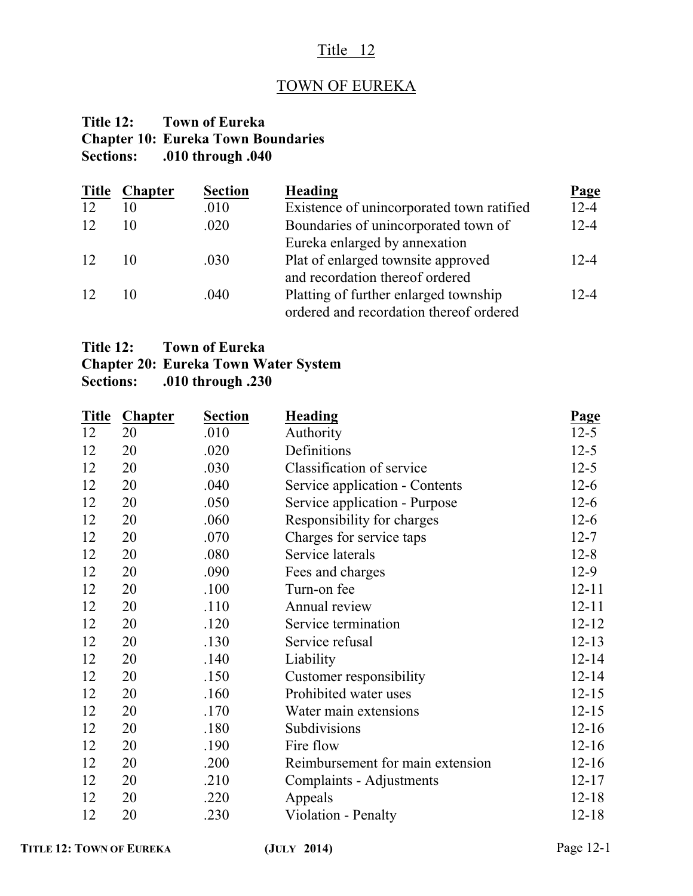# Title 12

## TOWN OF EUREKA

**Title 12: Town of Eureka**
**Chapter 10: Eureka Town Boundaries**
**Sections: .010 through .040**

| Title | Chapter | Section | Heading | Page |
|---|---|---|---|---|
| 12 | 10 | .010 | Existence of unincorporated town ratified | 12-4 |
| 12 | 10 | .020 | Boundaries of unincorporated town of Eureka enlarged by annexation | 12-4 |
| 12 | 10 | .030 | Plat of enlarged townsite approved and recordation thereof ordered | 12-4 |
| 12 | 10 | .040 | Platting of further enlarged township ordered and recordation thereof ordered | 12-4 |

**Title 12: Town of Eureka**
**Chapter 20: Eureka Town Water System**
**Sections: .010 through .230**

| Title | Chapter | Section | Heading | Page |
|---|---|---|---|---|
| 12 | 20 | .010 | Authority | 12-5 |
| 12 | 20 | .020 | Definitions | 12-5 |
| 12 | 20 | .030 | Classification of service | 12-5 |
| 12 | 20 | .040 | Service application - Contents | 12-6 |
| 12 | 20 | .050 | Service application - Purpose | 12-6 |
| 12 | 20 | .060 | Responsibility for charges | 12-6 |
| 12 | 20 | .070 | Charges for service taps | 12-7 |
| 12 | 20 | .080 | Service laterals | 12-8 |
| 12 | 20 | .090 | Fees and charges | 12-9 |
| 12 | 20 | .100 | Turn-on fee | 12-11 |
| 12 | 20 | .110 | Annual review | 12-11 |
| 12 | 20 | .120 | Service termination | 12-12 |
| 12 | 20 | .130 | Service refusal | 12-13 |
| 12 | 20 | .140 | Liability | 12-14 |
| 12 | 20 | .150 | Customer responsibility | 12-14 |
| 12 | 20 | .160 | Prohibited water uses | 12-15 |
| 12 | 20 | .170 | Water main extensions | 12-15 |
| 12 | 20 | .180 | Subdivisions | 12-16 |
| 12 | 20 | .190 | Fire flow | 12-16 |
| 12 | 20 | .200 | Reimbursement for main extension | 12-16 |
| 12 | 20 | .210 | Complaints - Adjustments | 12-17 |
| 12 | 20 | .220 | Appeals | 12-18 |
| 12 | 20 | .230 | Violation - Penalty | 12-18 |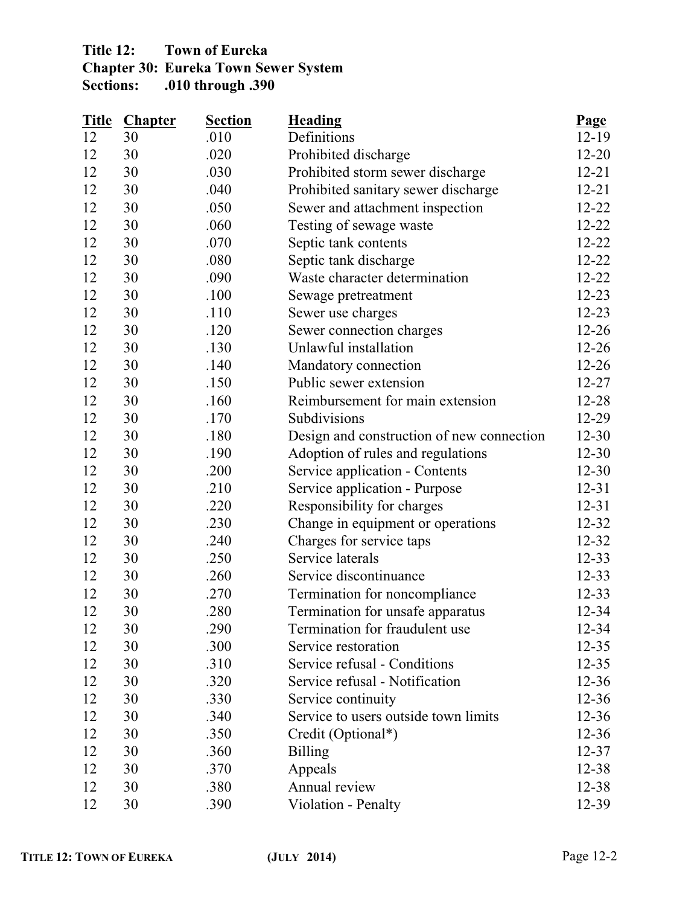**Title 12: Town of Eureka**
**Chapter 30: Eureka Town Sewer System**
**Sections: .010 through .390**

| Title | Chapter | Section | Heading | Page |
|---|---|---|---|---|
| 12 | 30 | .010 | Definitions | 12-19 |
| 12 | 30 | .020 | Prohibited discharge | 12-20 |
| 12 | 30 | .030 | Prohibited storm sewer discharge | 12-21 |
| 12 | 30 | .040 | Prohibited sanitary sewer discharge | 12-21 |
| 12 | 30 | .050 | Sewer and attachment inspection | 12-22 |
| 12 | 30 | .060 | Testing of sewage waste | 12-22 |
| 12 | 30 | .070 | Septic tank contents | 12-22 |
| 12 | 30 | .080 | Septic tank discharge | 12-22 |
| 12 | 30 | .090 | Waste character determination | 12-22 |
| 12 | 30 | .100 | Sewage pretreatment | 12-23 |
| 12 | 30 | .110 | Sewer use charges | 12-23 |
| 12 | 30 | .120 | Sewer connection charges | 12-26 |
| 12 | 30 | .130 | Unlawful installation | 12-26 |
| 12 | 30 | .140 | Mandatory connection | 12-26 |
| 12 | 30 | .150 | Public sewer extension | 12-27 |
| 12 | 30 | .160 | Reimbursement for main extension | 12-28 |
| 12 | 30 | .170 | Subdivisions | 12-29 |
| 12 | 30 | .180 | Design and construction of new connection | 12-30 |
| 12 | 30 | .190 | Adoption of rules and regulations | 12-30 |
| 12 | 30 | .200 | Service application - Contents | 12-30 |
| 12 | 30 | .210 | Service application - Purpose | 12-31 |
| 12 | 30 | .220 | Responsibility for charges | 12-31 |
| 12 | 30 | .230 | Change in equipment or operations | 12-32 |
| 12 | 30 | .240 | Charges for service taps | 12-32 |
| 12 | 30 | .250 | Service laterals | 12-33 |
| 12 | 30 | .260 | Service discontinuance | 12-33 |
| 12 | 30 | .270 | Termination for noncompliance | 12-33 |
| 12 | 30 | .280 | Termination for unsafe apparatus | 12-34 |
| 12 | 30 | .290 | Termination for fraudulent use | 12-34 |
| 12 | 30 | .300 | Service restoration | 12-35 |
| 12 | 30 | .310 | Service refusal - Conditions | 12-35 |
| 12 | 30 | .320 | Service refusal - Notification | 12-36 |
| 12 | 30 | .330 | Service continuity | 12-36 |
| 12 | 30 | .340 | Service to users outside town limits | 12-36 |
| 12 | 30 | .350 | Credit (Optional*) | 12-36 |
| 12 | 30 | .360 | Billing | 12-37 |
| 12 | 30 | .370 | Appeals | 12-38 |
| 12 | 30 | .380 | Annual review | 12-38 |
| 12 | 30 | .390 | Violation - Penalty | 12-39 |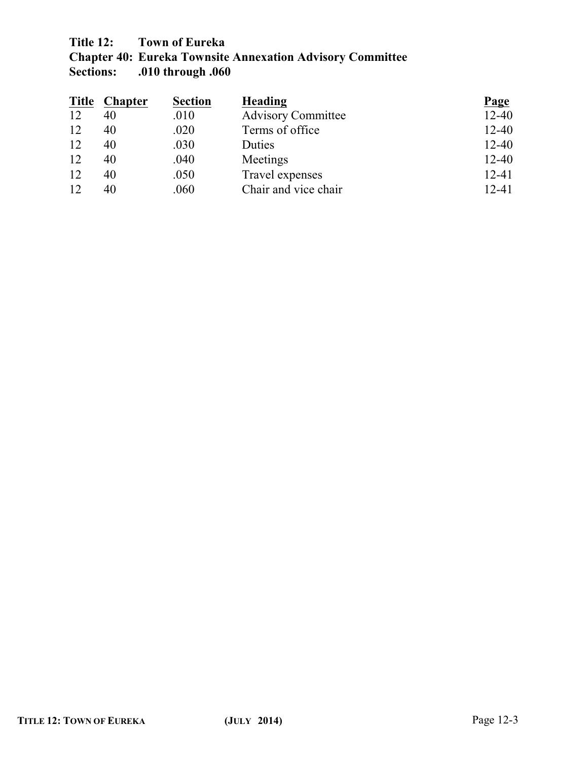**Title 12: Town of Eureka**
**Chapter 40: Eureka Townsite Annexation Advisory Committee**
**Sections: .010 through .060**

| Title | Chapter | Section | Heading | Page |
|---|---|---|---|---|
| 12 | 40 | .010 | Advisory Committee | 12-40 |
| 12 | 40 | .020 | Terms of office | 12-40 |
| 12 | 40 | .030 | Duties | 12-40 |
| 12 | 40 | .040 | Meetings | 12-40 |
| 12 | 40 | .050 | Travel expenses | 12-41 |
| 12 | 40 | .060 | Chair and vice chair | 12-41 |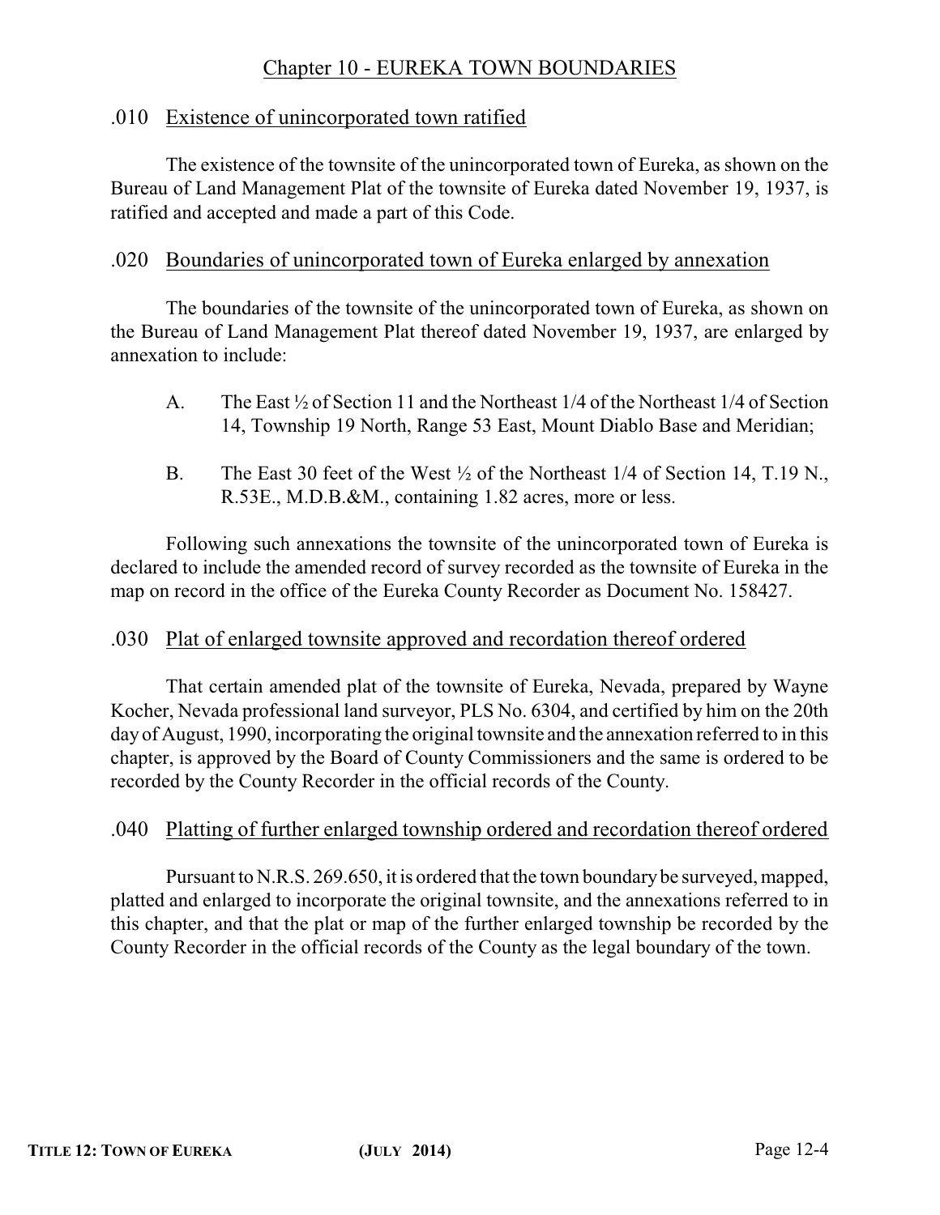# Chapter 10 - EUREKA TOWN BOUNDARIES

## .010 Existence of unincorporated town ratified

The existence of the townsite of the unincorporated town of Eureka, as shown on the Bureau of Land Management Plat of the townsite of Eureka dated November 19, 1937, is ratified and accepted and made a part of this Code.

## .020 Boundaries of unincorporated town of Eureka enlarged by annexation

The boundaries of the townsite of the unincorporated town of Eureka, as shown on the Bureau of Land Management Plat thereof dated November 19, 1937, are enlarged by annexation to include:

A. The East ½ of Section 11 and the Northeast 1/4 of the Northeast 1/4 of Section 14, Township 19 North, Range 53 East, Mount Diablo Base and Meridian;

B. The East 30 feet of the West ½ of the Northeast 1/4 of Section 14, T.19 N., R.53E., M.D.B.&M., containing 1.82 acres, more or less.

Following such annexations the townsite of the unincorporated town of Eureka is declared to include the amended record of survey recorded as the townsite of Eureka in the map on record in the office of the Eureka County Recorder as Document No. 158427.

## .030 Plat of enlarged townsite approved and recordation thereof ordered

That certain amended plat of the townsite of Eureka, Nevada, prepared by Wayne Kocher, Nevada professional land surveyor, PLS No. 6304, and certified by him on the 20th day of August, 1990, incorporating the original townsite and the annexation referred to in this chapter, is approved by the Board of County Commissioners and the same is ordered to be recorded by the County Recorder in the official records of the County.

## .040 Platting of further enlarged township ordered and recordation thereof ordered

Pursuant to N.R.S. 269.650, it is ordered that the town boundary be surveyed, mapped, platted and enlarged to incorporate the original townsite, and the annexations referred to in this chapter, and that the plat or map of the further enlarged township be recorded by the County Recorder in the official records of the County as the legal boundary of the town.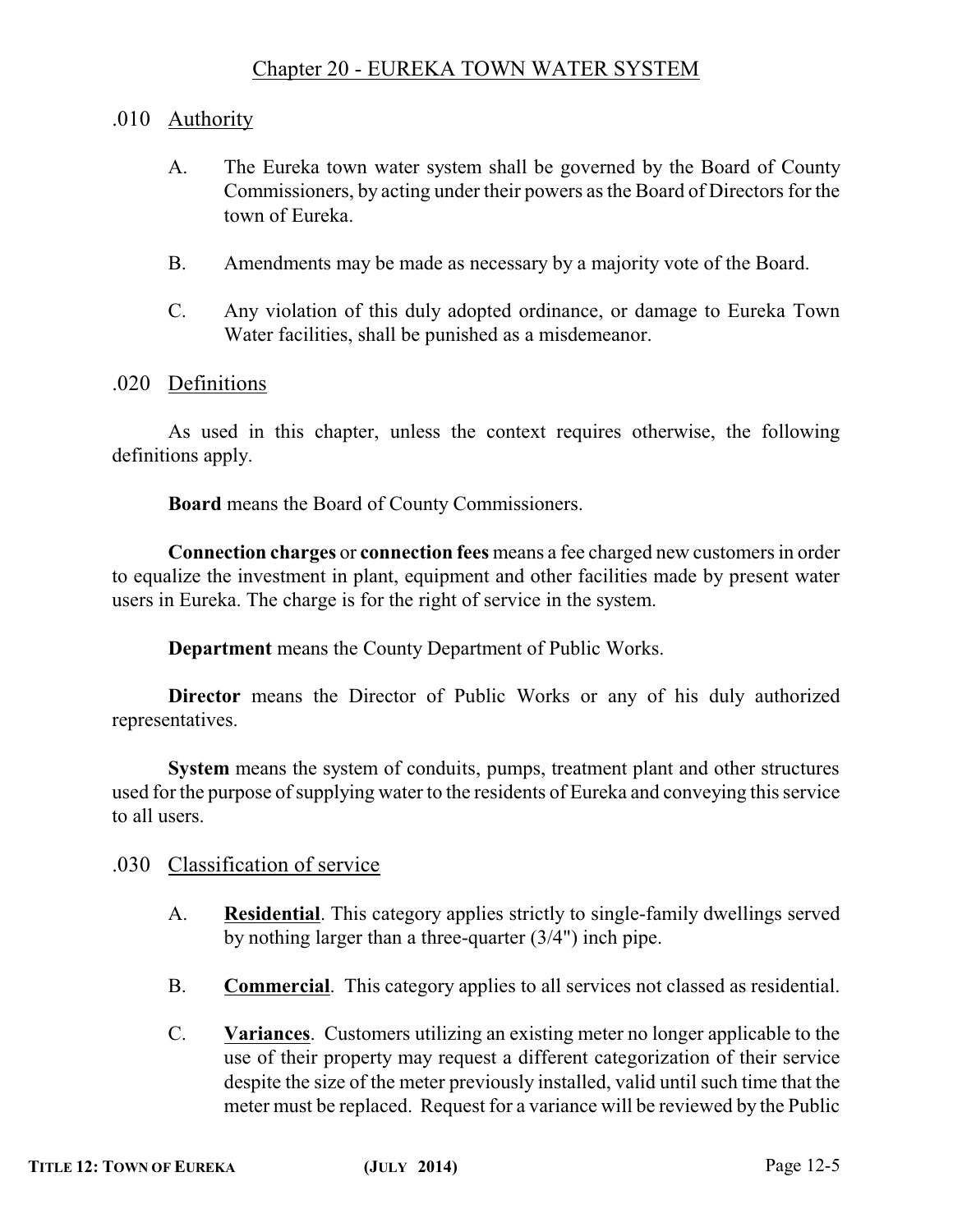## Chapter 20 - EUREKA TOWN WATER SYSTEM

### .010 Authority

A. The Eureka town water system shall be governed by the Board of County Commissioners, by acting under their powers as the Board of Directors for the town of Eureka.

B. Amendments may be made as necessary by a majority vote of the Board.

C. Any violation of this duly adopted ordinance, or damage to Eureka Town Water facilities, shall be punished as a misdemeanor.

### .020 Definitions

As used in this chapter, unless the context requires otherwise, the following definitions apply.

**Board** means the Board of County Commissioners.

**Connection charges** or **connection fees** means a fee charged new customers in order to equalize the investment in plant, equipment and other facilities made by present water users in Eureka. The charge is for the right of service in the system.

**Department** means the County Department of Public Works.

**Director** means the Director of Public Works or any of his duly authorized representatives.

**System** means the system of conduits, pumps, treatment plant and other structures used for the purpose of supplying water to the residents of Eureka and conveying this service to all users.

### .030 Classification of service

A. **Residential**. This category applies strictly to single-family dwellings served by nothing larger than a three-quarter (3/4") inch pipe.

B. **Commercial**. This category applies to all services not classed as residential.

C. **Variances**. Customers utilizing an existing meter no longer applicable to the use of their property may request a different categorization of their service despite the size of the meter previously installed, valid until such time that the meter must be replaced. Request for a variance will be reviewed by the Public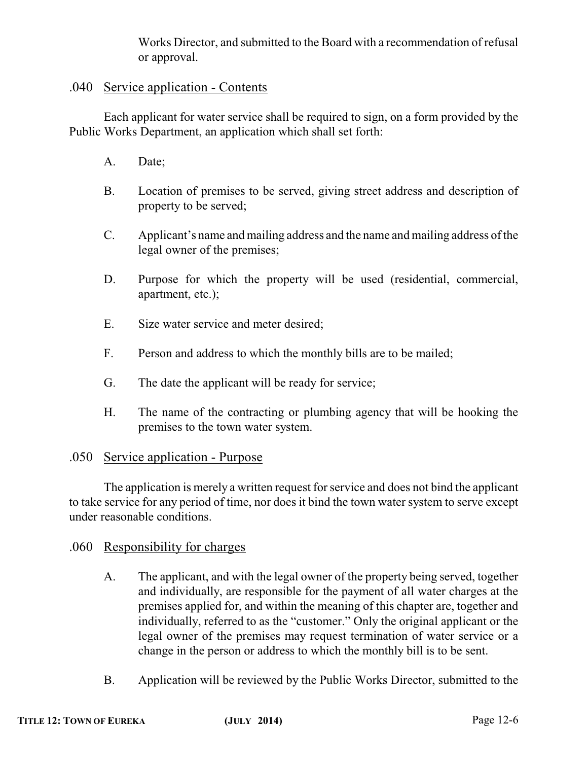Works Director, and submitted to the Board with a recommendation of refusal or approval.

## .040 Service application - Contents

Each applicant for water service shall be required to sign, on a form provided by the Public Works Department, an application which shall set forth:

A. Date;

B. Location of premises to be served, giving street address and description of property to be served;

C. Applicant's name and mailing address and the name and mailing address of the legal owner of the premises;

D. Purpose for which the property will be used (residential, commercial, apartment, etc.);

E. Size water service and meter desired;

F. Person and address to which the monthly bills are to be mailed;

G. The date the applicant will be ready for service;

H. The name of the contracting or plumbing agency that will be hooking the premises to the town water system.

## .050 Service application - Purpose

The application is merely a written request for service and does not bind the applicant to take service for any period of time, nor does it bind the town water system to serve except under reasonable conditions.

## .060 Responsibility for charges

A. The applicant, and with the legal owner of the property being served, together and individually, are responsible for the payment of all water charges at the premises applied for, and within the meaning of this chapter are, together and individually, referred to as the "customer." Only the original applicant or the legal owner of the premises may request termination of water service or a change in the person or address to which the monthly bill is to be sent.

B. Application will be reviewed by the Public Works Director, submitted to the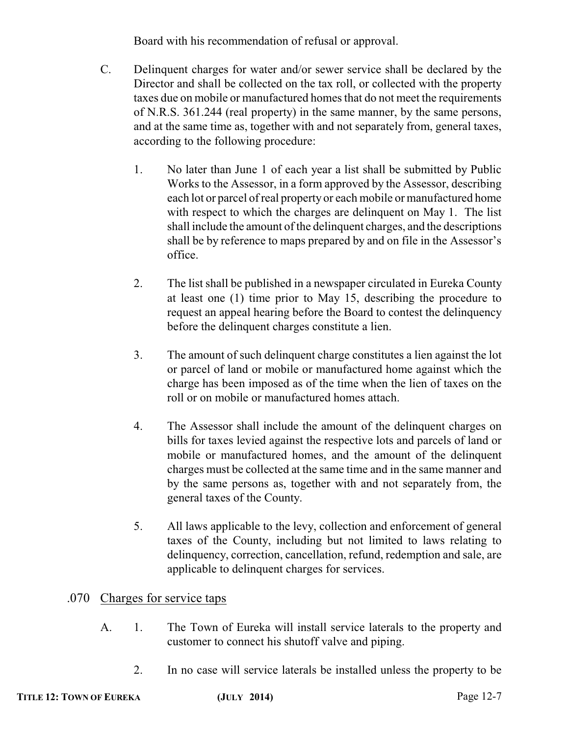Board with his recommendation of refusal or approval.

C. Delinquent charges for water and/or sewer service shall be declared by the Director and shall be collected on the tax roll, or collected with the property taxes due on mobile or manufactured homes that do not meet the requirements of N.R.S. 361.244 (real property) in the same manner, by the same persons, and at the same time as, together with and not separately from, general taxes, according to the following procedure:

1. No later than June 1 of each year a list shall be submitted by Public Works to the Assessor, in a form approved by the Assessor, describing each lot or parcel of real property or each mobile or manufactured home with respect to which the charges are delinquent on May 1. The list shall include the amount of the delinquent charges, and the descriptions shall be by reference to maps prepared by and on file in the Assessor's office.

2. The list shall be published in a newspaper circulated in Eureka County at least one (1) time prior to May 15, describing the procedure to request an appeal hearing before the Board to contest the delinquency before the delinquent charges constitute a lien.

3. The amount of such delinquent charge constitutes a lien against the lot or parcel of land or mobile or manufactured home against which the charge has been imposed as of the time when the lien of taxes on the roll or on mobile or manufactured homes attach.

4. The Assessor shall include the amount of the delinquent charges on bills for taxes levied against the respective lots and parcels of land or mobile or manufactured homes, and the amount of the delinquent charges must be collected at the same time and in the same manner and by the same persons as, together with and not separately from, the general taxes of the County.

5. All laws applicable to the levy, collection and enforcement of general taxes of the County, including but not limited to laws relating to delinquency, correction, cancellation, refund, redemption and sale, are applicable to delinquent charges for services.

### .070 Charges for service taps

A. 1. The Town of Eureka will install service laterals to the property and customer to connect his shutoff valve and piping.

2. In no case will service laterals be installed unless the property to be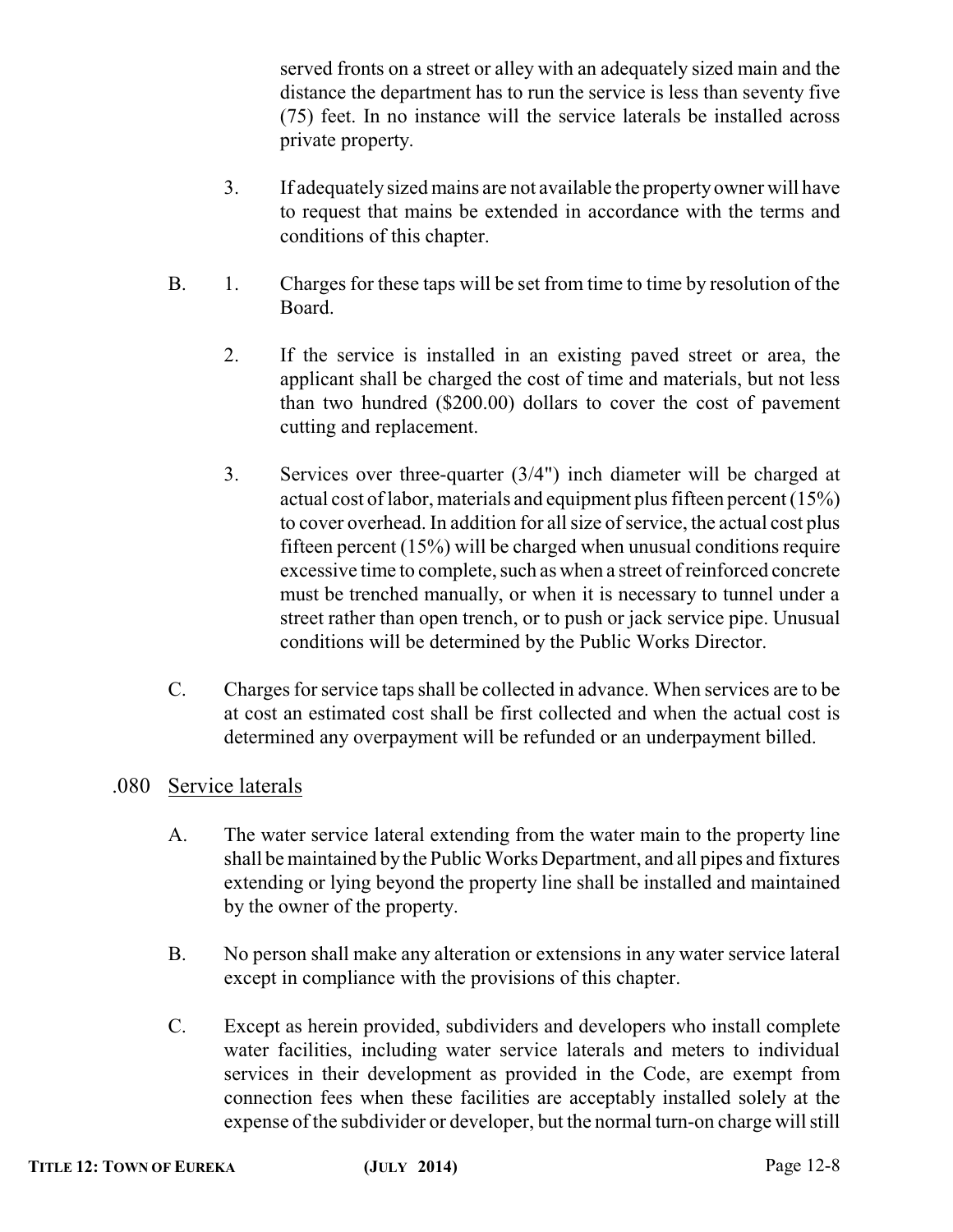served fronts on a street or alley with an adequately sized main and the distance the department has to run the service is less than seventy five (75) feet. In no instance will the service laterals be installed across private property.

3. If adequately sized mains are not available the property owner will have to request that mains be extended in accordance with the terms and conditions of this chapter.

B. 1. Charges for these taps will be set from time to time by resolution of the Board.

2. If the service is installed in an existing paved street or area, the applicant shall be charged the cost of time and materials, but not less than two hundred ($200.00) dollars to cover the cost of pavement cutting and replacement.

3. Services over three-quarter (3/4") inch diameter will be charged at actual cost of labor, materials and equipment plus fifteen percent (15%) to cover overhead. In addition for all size of service, the actual cost plus fifteen percent (15%) will be charged when unusual conditions require excessive time to complete, such as when a street of reinforced concrete must be trenched manually, or when it is necessary to tunnel under a street rather than open trench, or to push or jack service pipe. Unusual conditions will be determined by the Public Works Director.

C. Charges for service taps shall be collected in advance. When services are to be at cost an estimated cost shall be first collected and when the actual cost is determined any overpayment will be refunded or an underpayment billed.

## .080 Service laterals

A. The water service lateral extending from the water main to the property line shall be maintained by the Public Works Department, and all pipes and fixtures extending or lying beyond the property line shall be installed and maintained by the owner of the property.

B. No person shall make any alteration or extensions in any water service lateral except in compliance with the provisions of this chapter.

C. Except as herein provided, subdividers and developers who install complete water facilities, including water service laterals and meters to individual services in their development as provided in the Code, are exempt from connection fees when these facilities are acceptably installed solely at the expense of the subdivider or developer, but the normal turn-on charge will still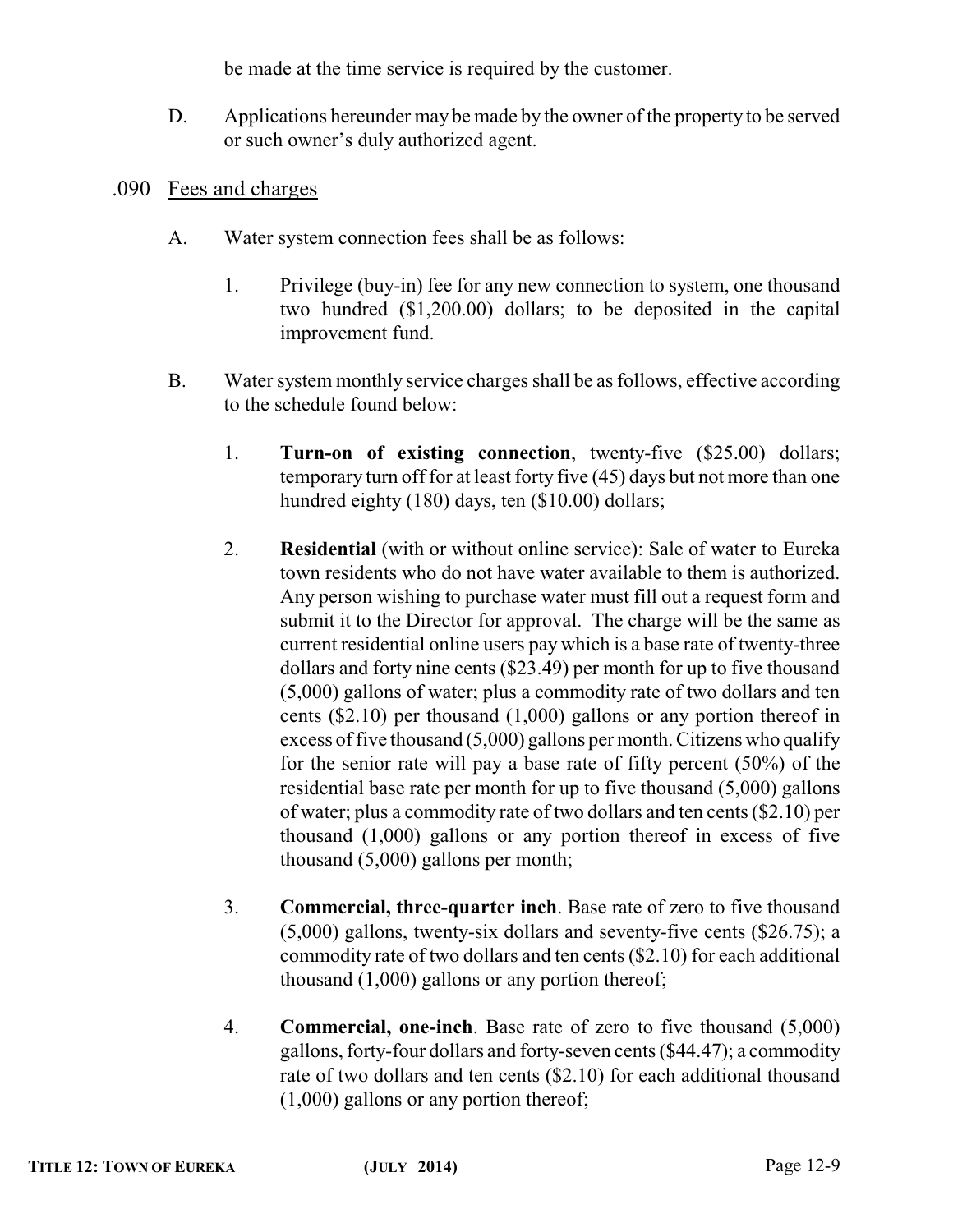be made at the time service is required by the customer.

D. Applications hereunder may be made by the owner of the property to be served or such owner's duly authorized agent.

.090 Fees and charges

A. Water system connection fees shall be as follows:

1. Privilege (buy-in) fee for any new connection to system, one thousand two hundred ($1,200.00) dollars; to be deposited in the capital improvement fund.

B. Water system monthly service charges shall be as follows, effective according to the schedule found below:

1. **Turn-on of existing connection**, twenty-five ($25.00) dollars; temporary turn off for at least forty five (45) days but not more than one hundred eighty (180) days, ten ($10.00) dollars;

2. **Residential** (with or without online service): Sale of water to Eureka town residents who do not have water available to them is authorized. Any person wishing to purchase water must fill out a request form and submit it to the Director for approval. The charge will be the same as current residential online users pay which is a base rate of twenty-three dollars and forty nine cents ($23.49) per month for up to five thousand (5,000) gallons of water; plus a commodity rate of two dollars and ten cents ($2.10) per thousand (1,000) gallons or any portion thereof in excess of five thousand (5,000) gallons per month. Citizens who qualify for the senior rate will pay a base rate of fifty percent (50%) of the residential base rate per month for up to five thousand (5,000) gallons of water; plus a commodity rate of two dollars and ten cents ($2.10) per thousand (1,000) gallons or any portion thereof in excess of five thousand (5,000) gallons per month;

3. **Commercial, three-quarter inch**. Base rate of zero to five thousand (5,000) gallons, twenty-six dollars and seventy-five cents ($26.75); a commodity rate of two dollars and ten cents ($2.10) for each additional thousand (1,000) gallons or any portion thereof;

4. **Commercial, one-inch**. Base rate of zero to five thousand (5,000) gallons, forty-four dollars and forty-seven cents ($44.47); a commodity rate of two dollars and ten cents ($2.10) for each additional thousand (1,000) gallons or any portion thereof;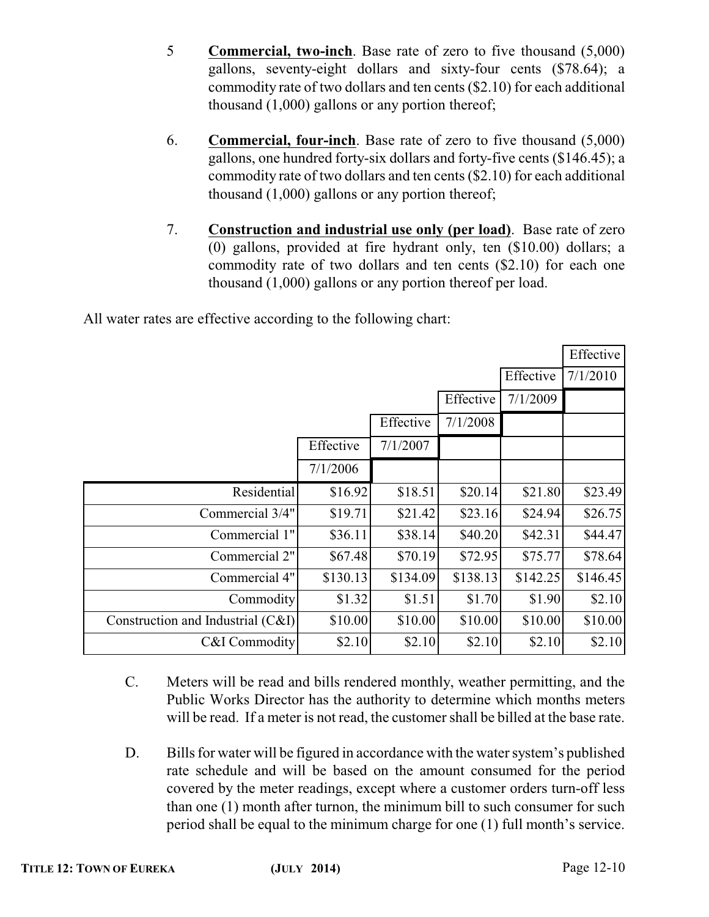5 **Commercial, two-inch**. Base rate of zero to five thousand (5,000) gallons, seventy-eight dollars and sixty-four cents ($78.64); a commodity rate of two dollars and ten cents ($2.10) for each additional thousand (1,000) gallons or any portion thereof;

6. **Commercial, four-inch**. Base rate of zero to five thousand (5,000) gallons, one hundred forty-six dollars and forty-five cents ($146.45); a commodity rate of two dollars and ten cents ($2.10) for each additional thousand (1,000) gallons or any portion thereof;

7. **Construction and industrial use only (per load)**. Base rate of zero (0) gallons, provided at fire hydrant only, ten ($10.00) dollars; a commodity rate of two dollars and ten cents ($2.10) for each one thousand (1,000) gallons or any portion thereof per load.

All water rates are effective according to the following chart:

| | Effective 7/1/2006 | Effective 7/1/2007 | Effective 7/1/2008 | Effective 7/1/2009 | Effective 7/1/2010 |
|---|---|---|---|---|---|
| Residential | $16.92 | $18.51 | $20.14 | $21.80 | $23.49 |
| Commercial 3/4" | $19.71 | $21.42 | $23.16 | $24.94 | $26.75 |
| Commercial 1" | $36.11 | $38.14 | $40.20 | $42.31 | $44.47 |
| Commercial 2" | $67.48 | $70.19 | $72.95 | $75.77 | $78.64 |
| Commercial 4" | $130.13 | $134.09 | $138.13 | $142.25 | $146.45 |
| Commodity | $1.32 | $1.51 | $1.70 | $1.90 | $2.10 |
| Construction and Industrial (C&I) | $10.00 | $10.00 | $10.00 | $10.00 | $10.00 |
| C&I Commodity | $2.10 | $2.10 | $2.10 | $2.10 | $2.10 |

C. Meters will be read and bills rendered monthly, weather permitting, and the Public Works Director has the authority to determine which months meters will be read. If a meter is not read, the customer shall be billed at the base rate.

D. Bills for water will be figured in accordance with the water system's published rate schedule and will be based on the amount consumed for the period covered by the meter readings, except where a customer orders turn-off less than one (1) month after turnon, the minimum bill to such consumer for such period shall be equal to the minimum charge for one (1) full month's service.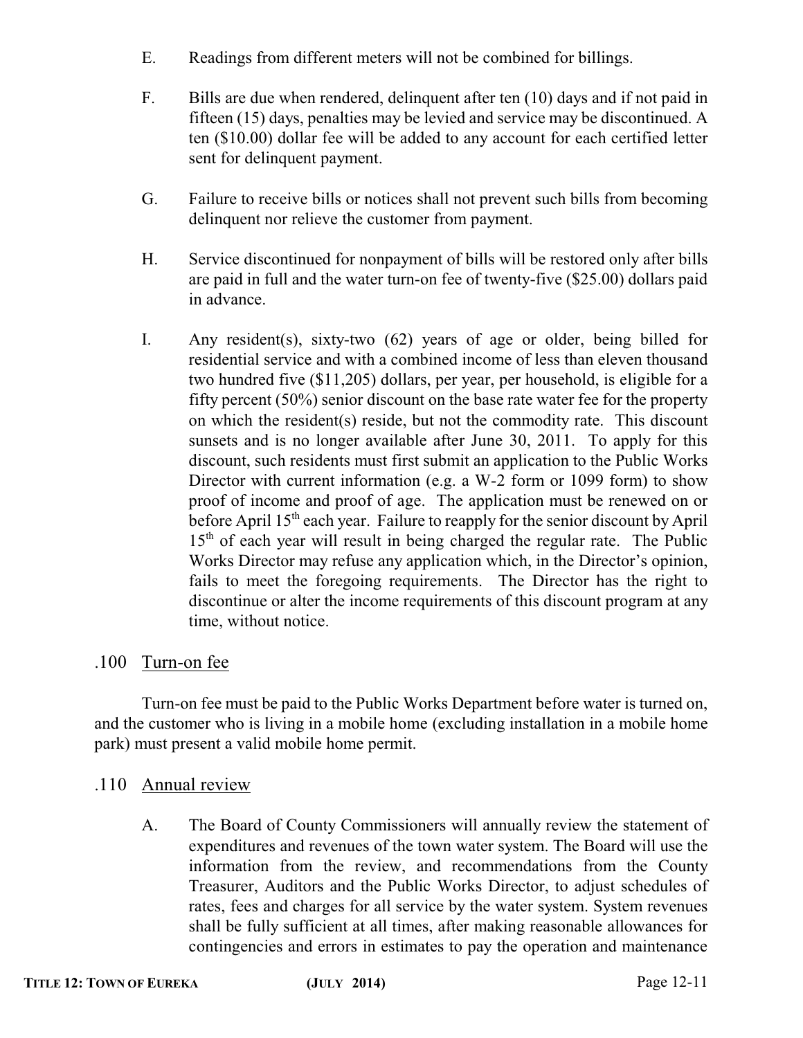E. Readings from different meters will not be combined for billings.

F. Bills are due when rendered, delinquent after ten (10) days and if not paid in fifteen (15) days, penalties may be levied and service may be discontinued. A ten ($10.00) dollar fee will be added to any account for each certified letter sent for delinquent payment.

G. Failure to receive bills or notices shall not prevent such bills from becoming delinquent nor relieve the customer from payment.

H. Service discontinued for nonpayment of bills will be restored only after bills are paid in full and the water turn-on fee of twenty-five ($25.00) dollars paid in advance.

I. Any resident(s), sixty-two (62) years of age or older, being billed for residential service and with a combined income of less than eleven thousand two hundred five ($11,205) dollars, per year, per household, is eligible for a fifty percent (50%) senior discount on the base rate water fee for the property on which the resident(s) reside, but not the commodity rate. This discount sunsets and is no longer available after June 30, 2011. To apply for this discount, such residents must first submit an application to the Public Works Director with current information (e.g. a W-2 form or 1099 form) to show proof of income and proof of age. The application must be renewed on or before April 15th each year. Failure to reapply for the senior discount by April 15th of each year will result in being charged the regular rate. The Public Works Director may refuse any application which, in the Director's opinion, fails to meet the foregoing requirements. The Director has the right to discontinue or alter the income requirements of this discount program at any time, without notice.

## .100 Turn-on fee

Turn-on fee must be paid to the Public Works Department before water is turned on, and the customer who is living in a mobile home (excluding installation in a mobile home park) must present a valid mobile home permit.

## .110 Annual review

A. The Board of County Commissioners will annually review the statement of expenditures and revenues of the town water system. The Board will use the information from the review, and recommendations from the County Treasurer, Auditors and the Public Works Director, to adjust schedules of rates, fees and charges for all service by the water system. System revenues shall be fully sufficient at all times, after making reasonable allowances for contingencies and errors in estimates to pay the operation and maintenance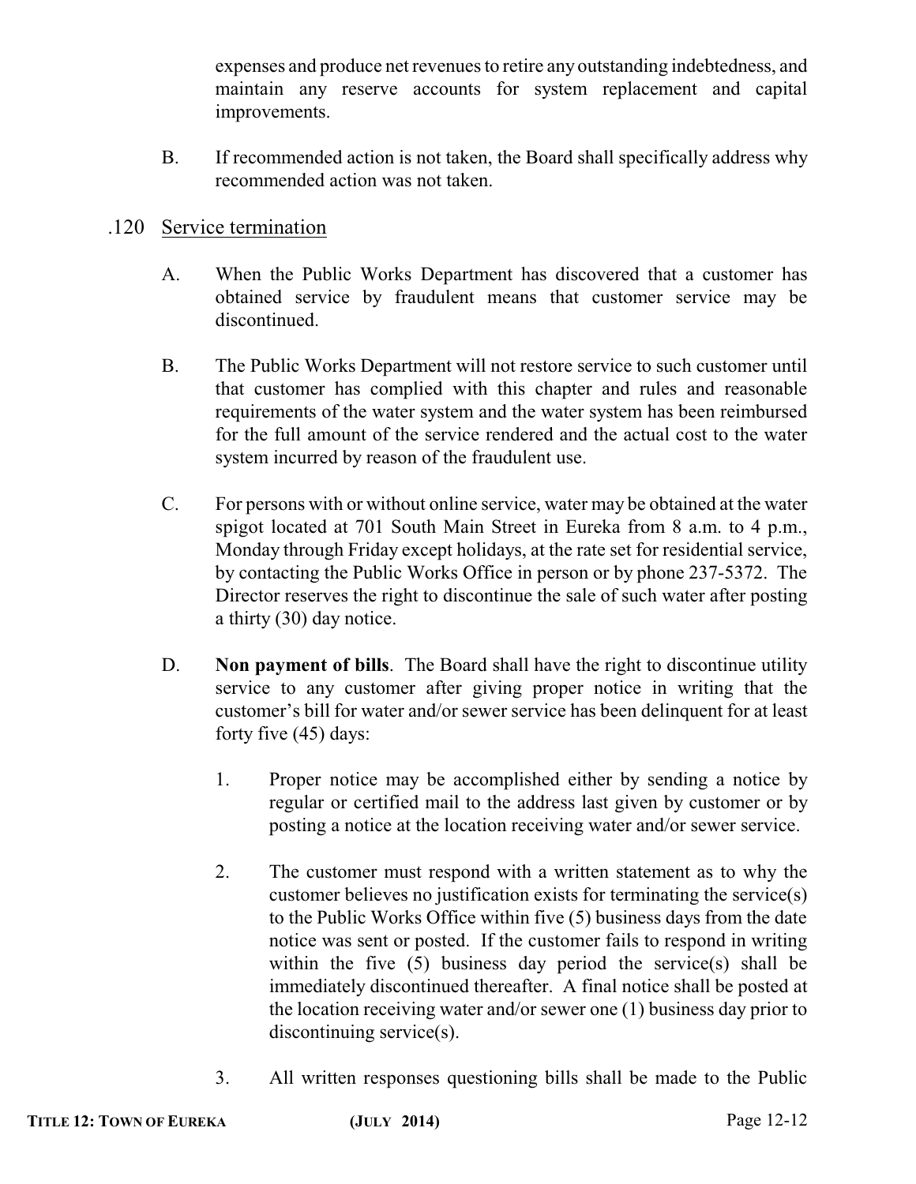expenses and produce net revenues to retire any outstanding indebtedness, and maintain any reserve accounts for system replacement and capital improvements.

B. If recommended action is not taken, the Board shall specifically address why recommended action was not taken.

### .120 Service termination

A. When the Public Works Department has discovered that a customer has obtained service by fraudulent means that customer service may be discontinued.

B. The Public Works Department will not restore service to such customer until that customer has complied with this chapter and rules and reasonable requirements of the water system and the water system has been reimbursed for the full amount of the service rendered and the actual cost to the water system incurred by reason of the fraudulent use.

C. For persons with or without online service, water may be obtained at the water spigot located at 701 South Main Street in Eureka from 8 a.m. to 4 p.m., Monday through Friday except holidays, at the rate set for residential service, by contacting the Public Works Office in person or by phone 237-5372. The Director reserves the right to discontinue the sale of such water after posting a thirty (30) day notice.

D. **Non payment of bills**. The Board shall have the right to discontinue utility service to any customer after giving proper notice in writing that the customer's bill for water and/or sewer service has been delinquent for at least forty five (45) days:

1. Proper notice may be accomplished either by sending a notice by regular or certified mail to the address last given by customer or by posting a notice at the location receiving water and/or sewer service.

2. The customer must respond with a written statement as to why the customer believes no justification exists for terminating the service(s) to the Public Works Office within five (5) business days from the date notice was sent or posted. If the customer fails to respond in writing within the five (5) business day period the service(s) shall be immediately discontinued thereafter. A final notice shall be posted at the location receiving water and/or sewer one (1) business day prior to discontinuing service(s).

3. All written responses questioning bills shall be made to the Public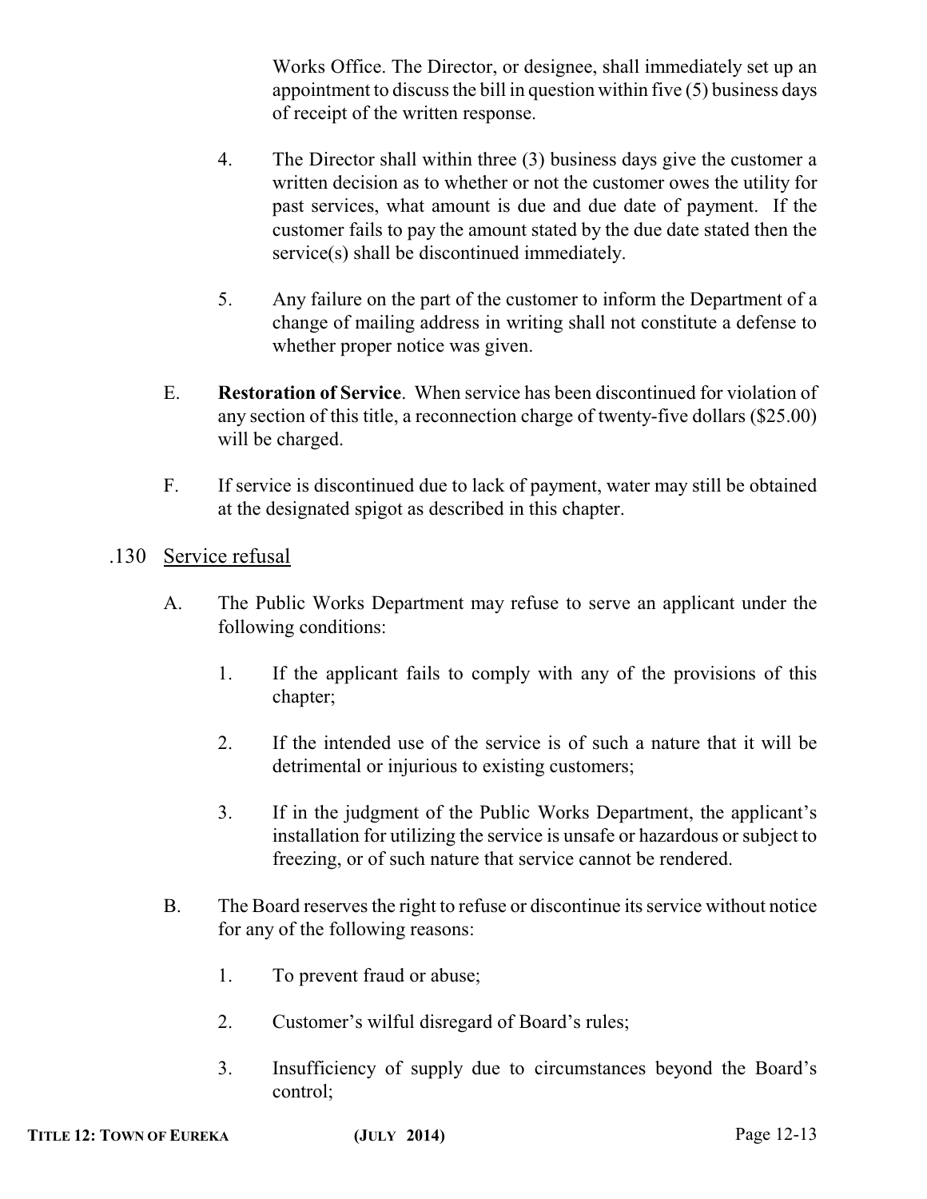Works Office. The Director, or designee, shall immediately set up an appointment to discuss the bill in question within five (5) business days of receipt of the written response.

4. The Director shall within three (3) business days give the customer a written decision as to whether or not the customer owes the utility for past services, what amount is due and due date of payment. If the customer fails to pay the amount stated by the due date stated then the service(s) shall be discontinued immediately.

5. Any failure on the part of the customer to inform the Department of a change of mailing address in writing shall not constitute a defense to whether proper notice was given.

E. **Restoration of Service**. When service has been discontinued for violation of any section of this title, a reconnection charge of twenty-five dollars ($25.00) will be charged.

F. If service is discontinued due to lack of payment, water may still be obtained at the designated spigot as described in this chapter.

## .130 Service refusal

A. The Public Works Department may refuse to serve an applicant under the following conditions:

1. If the applicant fails to comply with any of the provisions of this chapter;

2. If the intended use of the service is of such a nature that it will be detrimental or injurious to existing customers;

3. If in the judgment of the Public Works Department, the applicant's installation for utilizing the service is unsafe or hazardous or subject to freezing, or of such nature that service cannot be rendered.

B. The Board reserves the right to refuse or discontinue its service without notice for any of the following reasons:

1. To prevent fraud or abuse;

2. Customer's wilful disregard of Board's rules;

3. Insufficiency of supply due to circumstances beyond the Board's control;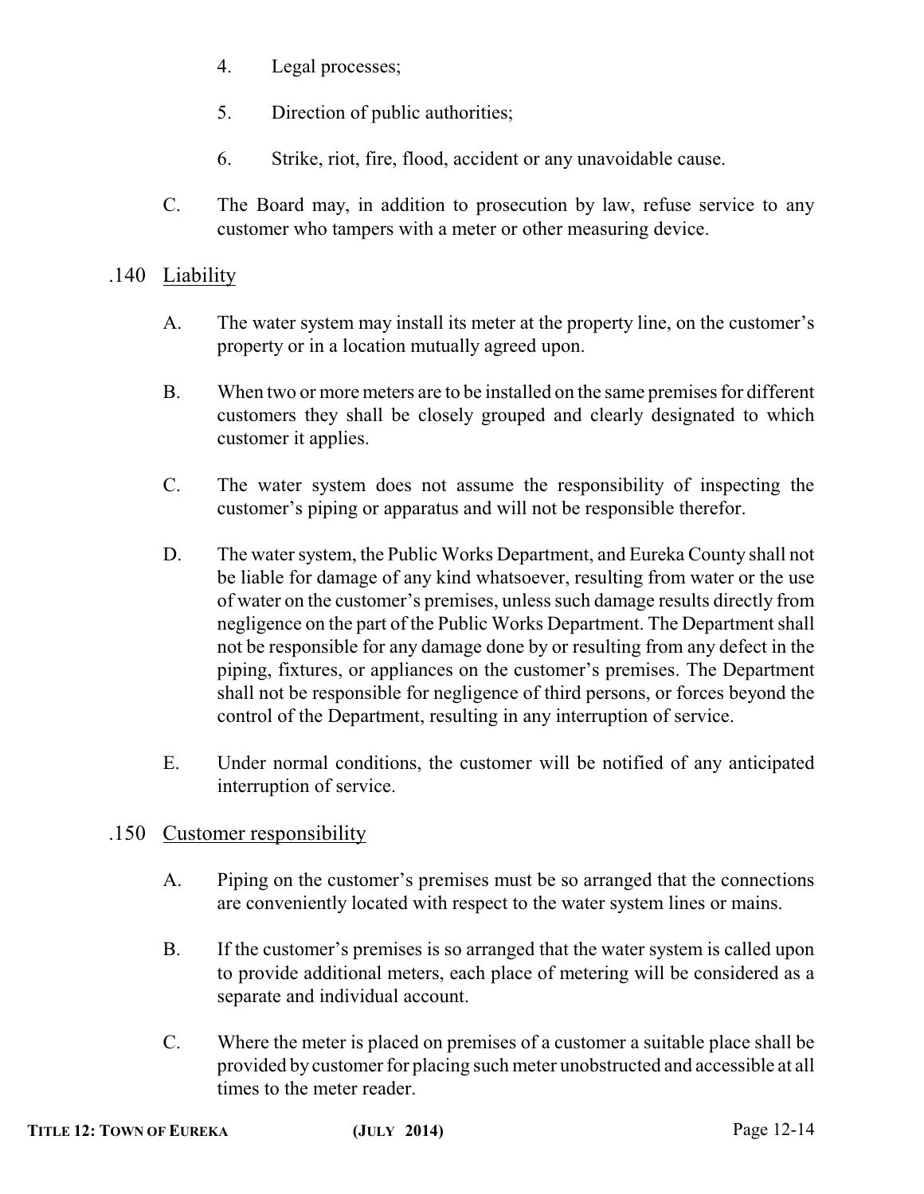4. Legal processes;

5. Direction of public authorities;

6. Strike, riot, fire, flood, accident or any unavoidable cause.

C. The Board may, in addition to prosecution by law, refuse service to any customer who tampers with a meter or other measuring device.

### .140 Liability

A. The water system may install its meter at the property line, on the customer's property or in a location mutually agreed upon.

B. When two or more meters are to be installed on the same premises for different customers they shall be closely grouped and clearly designated to which customer it applies.

C. The water system does not assume the responsibility of inspecting the customer's piping or apparatus and will not be responsible therefor.

D. The water system, the Public Works Department, and Eureka County shall not be liable for damage of any kind whatsoever, resulting from water or the use of water on the customer's premises, unless such damage results directly from negligence on the part of the Public Works Department. The Department shall not be responsible for any damage done by or resulting from any defect in the piping, fixtures, or appliances on the customer's premises. The Department shall not be responsible for negligence of third persons, or forces beyond the control of the Department, resulting in any interruption of service.

E. Under normal conditions, the customer will be notified of any anticipated interruption of service.

### .150 Customer responsibility

A. Piping on the customer's premises must be so arranged that the connections are conveniently located with respect to the water system lines or mains.

B. If the customer's premises is so arranged that the water system is called upon to provide additional meters, each place of metering will be considered as a separate and individual account.

C. Where the meter is placed on premises of a customer a suitable place shall be provided by customer for placing such meter unobstructed and accessible at all times to the meter reader.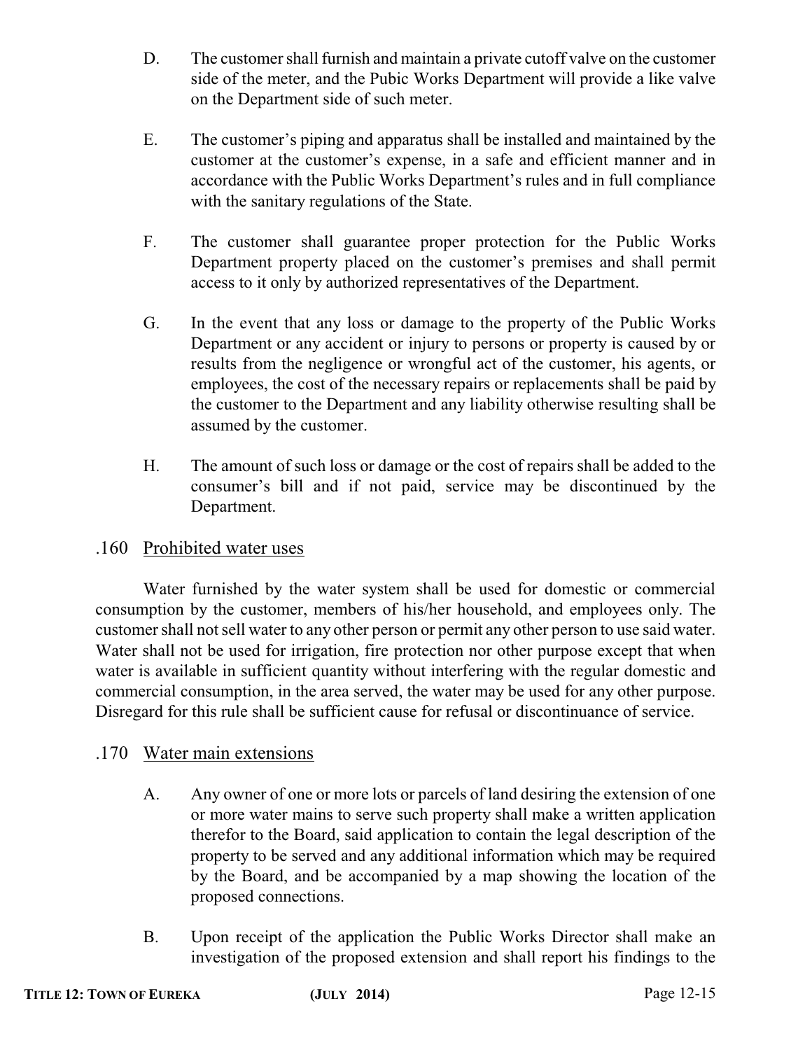D. The customer shall furnish and maintain a private cutoff valve on the customer side of the meter, and the Pubic Works Department will provide a like valve on the Department side of such meter.

E. The customer's piping and apparatus shall be installed and maintained by the customer at the customer's expense, in a safe and efficient manner and in accordance with the Public Works Department's rules and in full compliance with the sanitary regulations of the State.

F. The customer shall guarantee proper protection for the Public Works Department property placed on the customer's premises and shall permit access to it only by authorized representatives of the Department.

G. In the event that any loss or damage to the property of the Public Works Department or any accident or injury to persons or property is caused by or results from the negligence or wrongful act of the customer, his agents, or employees, the cost of the necessary repairs or replacements shall be paid by the customer to the Department and any liability otherwise resulting shall be assumed by the customer.

H. The amount of such loss or damage or the cost of repairs shall be added to the consumer's bill and if not paid, service may be discontinued by the Department.

## .160 Prohibited water uses

Water furnished by the water system shall be used for domestic or commercial consumption by the customer, members of his/her household, and employees only. The customer shall not sell water to any other person or permit any other person to use said water. Water shall not be used for irrigation, fire protection nor other purpose except that when water is available in sufficient quantity without interfering with the regular domestic and commercial consumption, in the area served, the water may be used for any other purpose. Disregard for this rule shall be sufficient cause for refusal or discontinuance of service.

## .170 Water main extensions

A. Any owner of one or more lots or parcels of land desiring the extension of one or more water mains to serve such property shall make a written application therefor to the Board, said application to contain the legal description of the property to be served and any additional information which may be required by the Board, and be accompanied by a map showing the location of the proposed connections.

B. Upon receipt of the application the Public Works Director shall make an investigation of the proposed extension and shall report his findings to the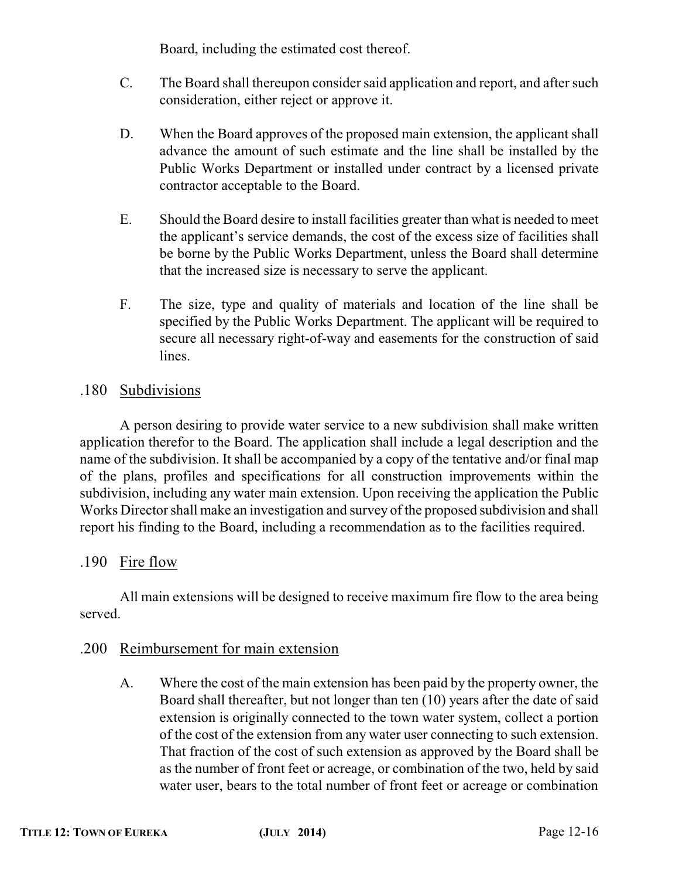Board, including the estimated cost thereof.

C. The Board shall thereupon consider said application and report, and after such consideration, either reject or approve it.

D. When the Board approves of the proposed main extension, the applicant shall advance the amount of such estimate and the line shall be installed by the Public Works Department or installed under contract by a licensed private contractor acceptable to the Board.

E. Should the Board desire to install facilities greater than what is needed to meet the applicant's service demands, the cost of the excess size of facilities shall be borne by the Public Works Department, unless the Board shall determine that the increased size is necessary to serve the applicant.

F. The size, type and quality of materials and location of the line shall be specified by the Public Works Department. The applicant will be required to secure all necessary right-of-way and easements for the construction of said lines.

### .180 Subdivisions

A person desiring to provide water service to a new subdivision shall make written application therefor to the Board. The application shall include a legal description and the name of the subdivision. It shall be accompanied by a copy of the tentative and/or final map of the plans, profiles and specifications for all construction improvements within the subdivision, including any water main extension. Upon receiving the application the Public Works Director shall make an investigation and survey of the proposed subdivision and shall report his finding to the Board, including a recommendation as to the facilities required.

### .190 Fire flow

All main extensions will be designed to receive maximum fire flow to the area being served.

### .200 Reimbursement for main extension

A. Where the cost of the main extension has been paid by the property owner, the Board shall thereafter, but not longer than ten (10) years after the date of said extension is originally connected to the town water system, collect a portion of the cost of the extension from any water user connecting to such extension. That fraction of the cost of such extension as approved by the Board shall be as the number of front feet or acreage, or combination of the two, held by said water user, bears to the total number of front feet or acreage or combination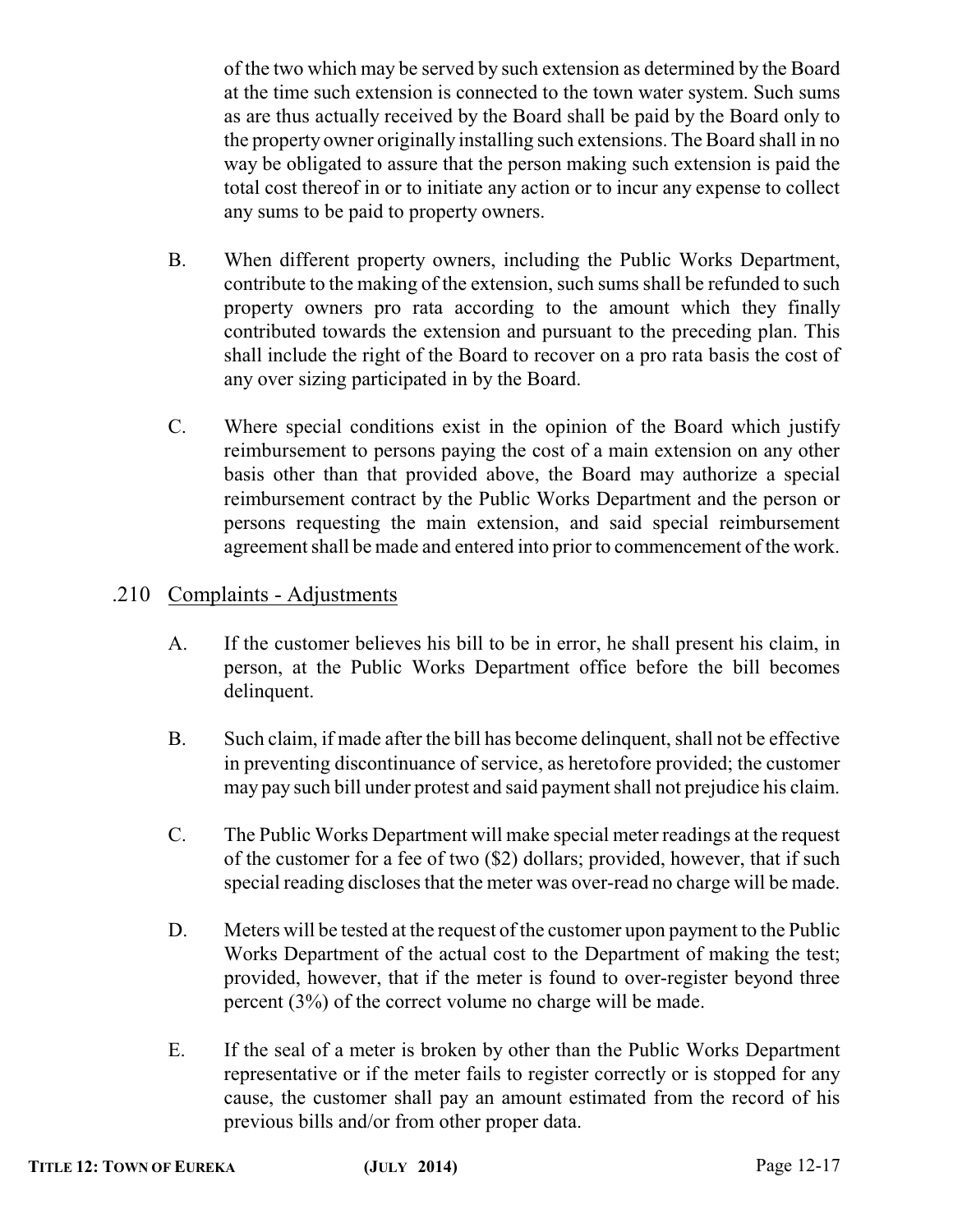of the two which may be served by such extension as determined by the Board at the time such extension is connected to the town water system. Such sums as are thus actually received by the Board shall be paid by the Board only to the property owner originally installing such extensions. The Board shall in no way be obligated to assure that the person making such extension is paid the total cost thereof in or to initiate any action or to incur any expense to collect any sums to be paid to property owners.

B. When different property owners, including the Public Works Department, contribute to the making of the extension, such sums shall be refunded to such property owners pro rata according to the amount which they finally contributed towards the extension and pursuant to the preceding plan. This shall include the right of the Board to recover on a pro rata basis the cost of any over sizing participated in by the Board.

C. Where special conditions exist in the opinion of the Board which justify reimbursement to persons paying the cost of a main extension on any other basis other than that provided above, the Board may authorize a special reimbursement contract by the Public Works Department and the person or persons requesting the main extension, and said special reimbursement agreement shall be made and entered into prior to commencement of the work.

## .210 Complaints - Adjustments

A. If the customer believes his bill to be in error, he shall present his claim, in person, at the Public Works Department office before the bill becomes delinquent.

B. Such claim, if made after the bill has become delinquent, shall not be effective in preventing discontinuance of service, as heretofore provided; the customer may pay such bill under protest and said payment shall not prejudice his claim.

C. The Public Works Department will make special meter readings at the request of the customer for a fee of two ($2) dollars; provided, however, that if such special reading discloses that the meter was over-read no charge will be made.

D. Meters will be tested at the request of the customer upon payment to the Public Works Department of the actual cost to the Department of making the test; provided, however, that if the meter is found to over-register beyond three percent (3%) of the correct volume no charge will be made.

E. If the seal of a meter is broken by other than the Public Works Department representative or if the meter fails to register correctly or is stopped for any cause, the customer shall pay an amount estimated from the record of his previous bills and/or from other proper data.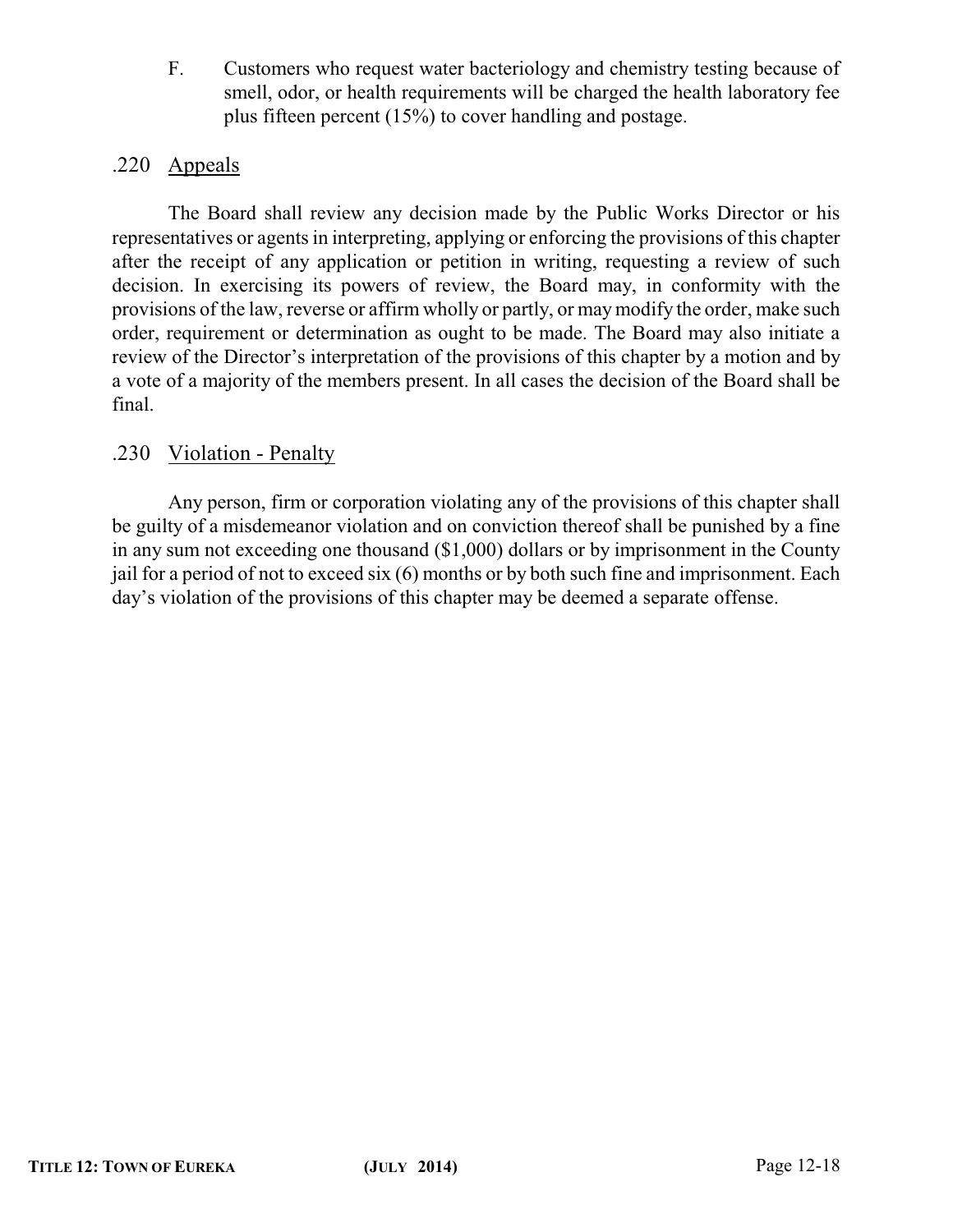F. Customers who request water bacteriology and chemistry testing because of smell, odor, or health requirements will be charged the health laboratory fee plus fifteen percent (15%) to cover handling and postage.

## .220 Appeals

The Board shall review any decision made by the Public Works Director or his representatives or agents in interpreting, applying or enforcing the provisions of this chapter after the receipt of any application or petition in writing, requesting a review of such decision. In exercising its powers of review, the Board may, in conformity with the provisions of the law, reverse or affirm wholly or partly, or may modify the order, make such order, requirement or determination as ought to be made. The Board may also initiate a review of the Director's interpretation of the provisions of this chapter by a motion and by a vote of a majority of the members present. In all cases the decision of the Board shall be final.

## .230 Violation - Penalty

Any person, firm or corporation violating any of the provisions of this chapter shall be guilty of a misdemeanor violation and on conviction thereof shall be punished by a fine in any sum not exceeding one thousand ($1,000) dollars or by imprisonment in the County jail for a period of not to exceed six (6) months or by both such fine and imprisonment. Each day's violation of the provisions of this chapter may be deemed a separate offense.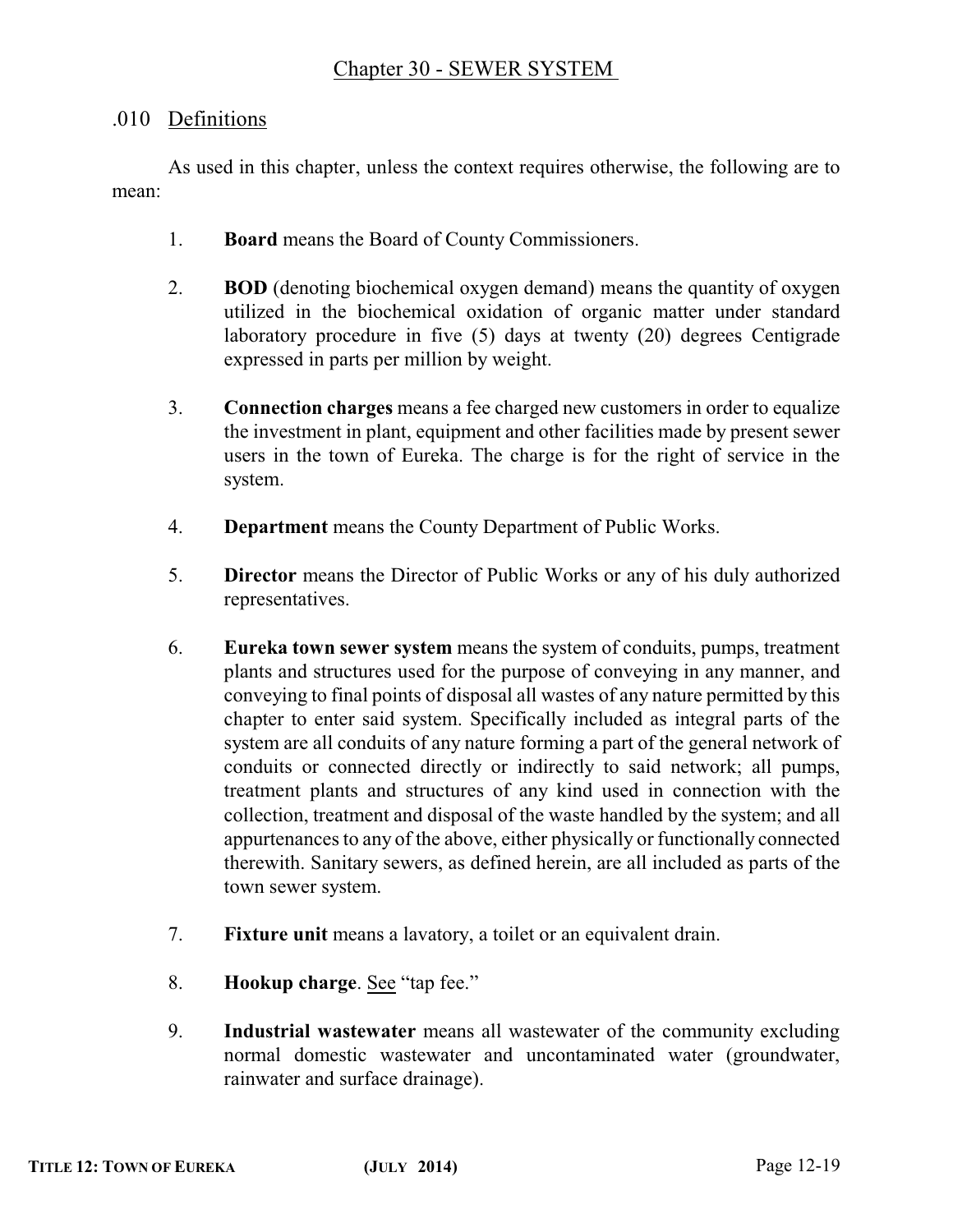## Chapter 30 - SEWER SYSTEM

### .010 Definitions

As used in this chapter, unless the context requires otherwise, the following are to mean:

1. **Board** means the Board of County Commissioners.

2. **BOD** (denoting biochemical oxygen demand) means the quantity of oxygen utilized in the biochemical oxidation of organic matter under standard laboratory procedure in five (5) days at twenty (20) degrees Centigrade expressed in parts per million by weight.

3. **Connection charges** means a fee charged new customers in order to equalize the investment in plant, equipment and other facilities made by present sewer users in the town of Eureka. The charge is for the right of service in the system.

4. **Department** means the County Department of Public Works.

5. **Director** means the Director of Public Works or any of his duly authorized representatives.

6. **Eureka town sewer system** means the system of conduits, pumps, treatment plants and structures used for the purpose of conveying in any manner, and conveying to final points of disposal all wastes of any nature permitted by this chapter to enter said system. Specifically included as integral parts of the system are all conduits of any nature forming a part of the general network of conduits or connected directly or indirectly to said network; all pumps, treatment plants and structures of any kind used in connection with the collection, treatment and disposal of the waste handled by the system; and all appurtenances to any of the above, either physically or functionally connected therewith. Sanitary sewers, as defined herein, are all included as parts of the town sewer system.

7. **Fixture unit** means a lavatory, a toilet or an equivalent drain.

8. **Hookup charge**. See "tap fee."

9. **Industrial wastewater** means all wastewater of the community excluding normal domestic wastewater and uncontaminated water (groundwater, rainwater and surface drainage).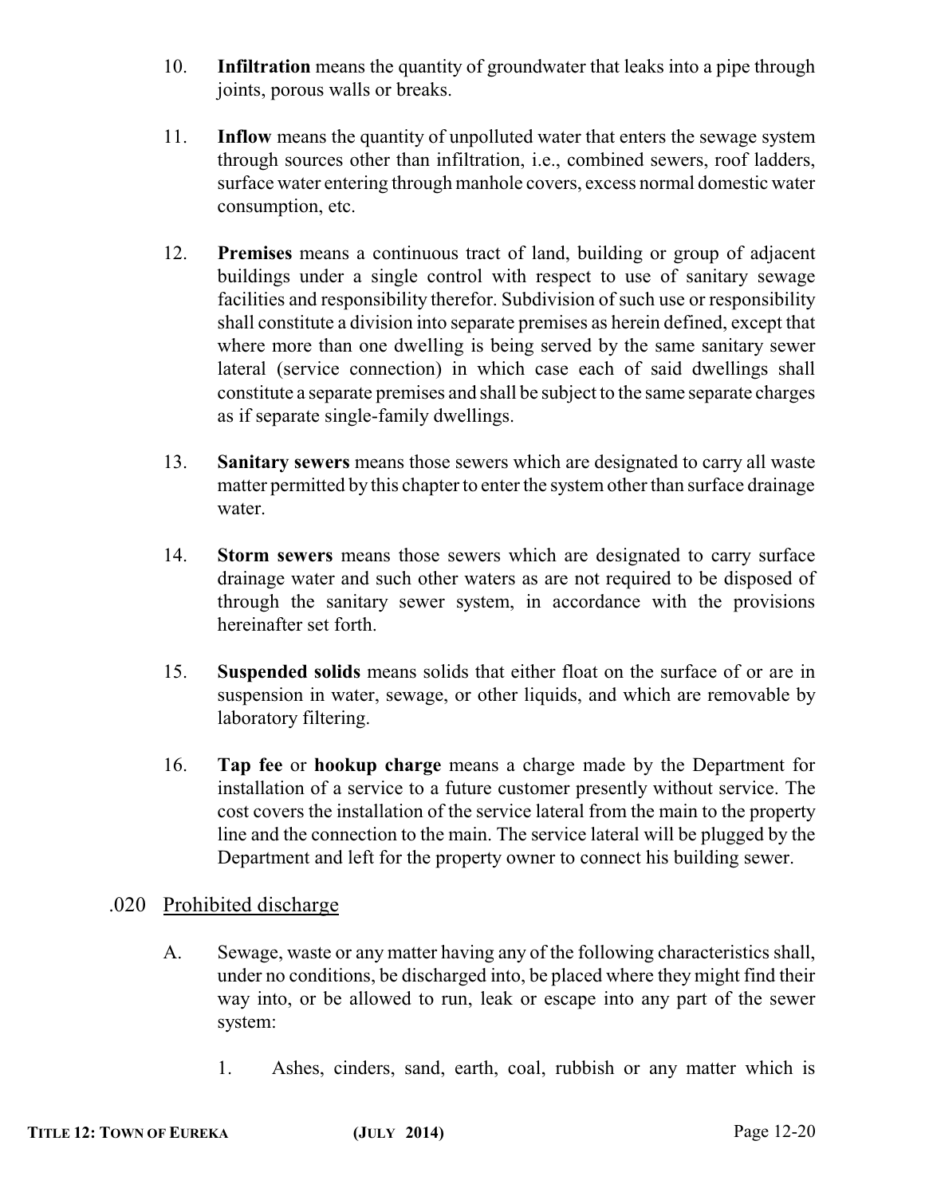10. **Infiltration** means the quantity of groundwater that leaks into a pipe through joints, porous walls or breaks.

11. **Inflow** means the quantity of unpolluted water that enters the sewage system through sources other than infiltration, i.e., combined sewers, roof ladders, surface water entering through manhole covers, excess normal domestic water consumption, etc.

12. **Premises** means a continuous tract of land, building or group of adjacent buildings under a single control with respect to use of sanitary sewage facilities and responsibility therefor. Subdivision of such use or responsibility shall constitute a division into separate premises as herein defined, except that where more than one dwelling is being served by the same sanitary sewer lateral (service connection) in which case each of said dwellings shall constitute a separate premises and shall be subject to the same separate charges as if separate single-family dwellings.

13. **Sanitary sewers** means those sewers which are designated to carry all waste matter permitted by this chapter to enter the system other than surface drainage water.

14. **Storm sewers** means those sewers which are designated to carry surface drainage water and such other waters as are not required to be disposed of through the sanitary sewer system, in accordance with the provisions hereinafter set forth.

15. **Suspended solids** means solids that either float on the surface of or are in suspension in water, sewage, or other liquids, and which are removable by laboratory filtering.

16. **Tap fee** or **hookup charge** means a charge made by the Department for installation of a service to a future customer presently without service. The cost covers the installation of the service lateral from the main to the property line and the connection to the main. The service lateral will be plugged by the Department and left for the property owner to connect his building sewer.

## .020 Prohibited discharge

A. Sewage, waste or any matter having any of the following characteristics shall, under no conditions, be discharged into, be placed where they might find their way into, or be allowed to run, leak or escape into any part of the sewer system:

1. Ashes, cinders, sand, earth, coal, rubbish or any matter which is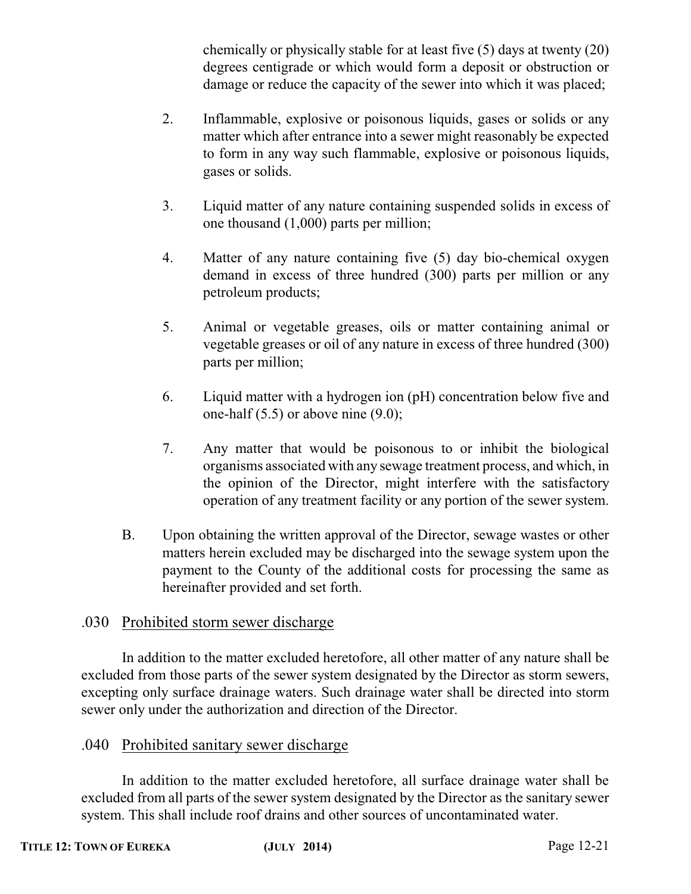chemically or physically stable for at least five (5) days at twenty (20) degrees centigrade or which would form a deposit or obstruction or damage or reduce the capacity of the sewer into which it was placed;

2. Inflammable, explosive or poisonous liquids, gases or solids or any matter which after entrance into a sewer might reasonably be expected to form in any way such flammable, explosive or poisonous liquids, gases or solids.

3. Liquid matter of any nature containing suspended solids in excess of one thousand (1,000) parts per million;

4. Matter of any nature containing five (5) day bio-chemical oxygen demand in excess of three hundred (300) parts per million or any petroleum products;

5. Animal or vegetable greases, oils or matter containing animal or vegetable greases or oil of any nature in excess of three hundred (300) parts per million;

6. Liquid matter with a hydrogen ion (pH) concentration below five and one-half (5.5) or above nine (9.0);

7. Any matter that would be poisonous to or inhibit the biological organisms associated with any sewage treatment process, and which, in the opinion of the Director, might interfere with the satisfactory operation of any treatment facility or any portion of the sewer system.

B. Upon obtaining the written approval of the Director, sewage wastes or other matters herein excluded may be discharged into the sewage system upon the payment to the County of the additional costs for processing the same as hereinafter provided and set forth.

## .030 Prohibited storm sewer discharge

In addition to the matter excluded heretofore, all other matter of any nature shall be excluded from those parts of the sewer system designated by the Director as storm sewers, excepting only surface drainage waters. Such drainage water shall be directed into storm sewer only under the authorization and direction of the Director.

## .040 Prohibited sanitary sewer discharge

In addition to the matter excluded heretofore, all surface drainage water shall be excluded from all parts of the sewer system designated by the Director as the sanitary sewer system. This shall include roof drains and other sources of uncontaminated water.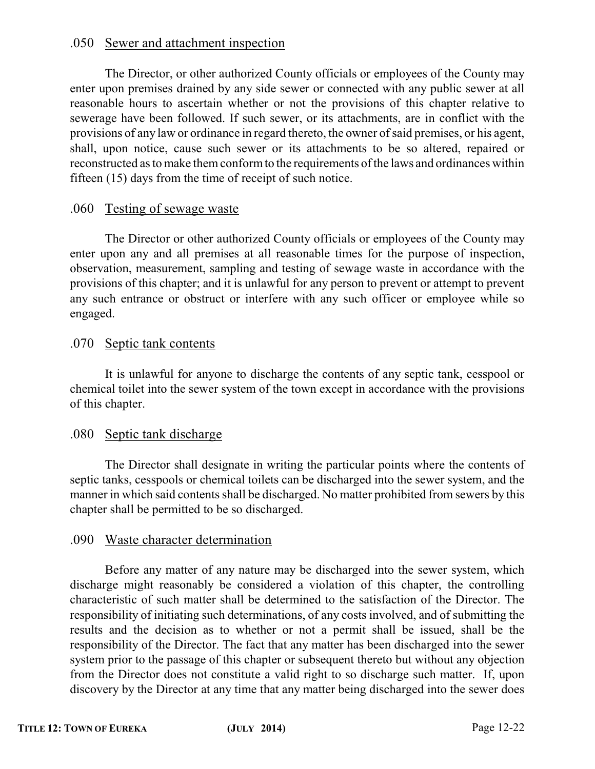### .050 Sewer and attachment inspection

The Director, or other authorized County officials or employees of the County may enter upon premises drained by any side sewer or connected with any public sewer at all reasonable hours to ascertain whether or not the provisions of this chapter relative to sewerage have been followed. If such sewer, or its attachments, are in conflict with the provisions of any law or ordinance in regard thereto, the owner of said premises, or his agent, shall, upon notice, cause such sewer or its attachments to be so altered, repaired or reconstructed as to make them conform to the requirements of the laws and ordinances within fifteen (15) days from the time of receipt of such notice.

### .060 Testing of sewage waste

The Director or other authorized County officials or employees of the County may enter upon any and all premises at all reasonable times for the purpose of inspection, observation, measurement, sampling and testing of sewage waste in accordance with the provisions of this chapter; and it is unlawful for any person to prevent or attempt to prevent any such entrance or obstruct or interfere with any such officer or employee while so engaged.

### .070 Septic tank contents

It is unlawful for anyone to discharge the contents of any septic tank, cesspool or chemical toilet into the sewer system of the town except in accordance with the provisions of this chapter.

### .080 Septic tank discharge

The Director shall designate in writing the particular points where the contents of septic tanks, cesspools or chemical toilets can be discharged into the sewer system, and the manner in which said contents shall be discharged. No matter prohibited from sewers by this chapter shall be permitted to be so discharged.

### .090 Waste character determination

Before any matter of any nature may be discharged into the sewer system, which discharge might reasonably be considered a violation of this chapter, the controlling characteristic of such matter shall be determined to the satisfaction of the Director. The responsibility of initiating such determinations, of any costs involved, and of submitting the results and the decision as to whether or not a permit shall be issued, shall be the responsibility of the Director. The fact that any matter has been discharged into the sewer system prior to the passage of this chapter or subsequent thereto but without any objection from the Director does not constitute a valid right to so discharge such matter. If, upon discovery by the Director at any time that any matter being discharged into the sewer does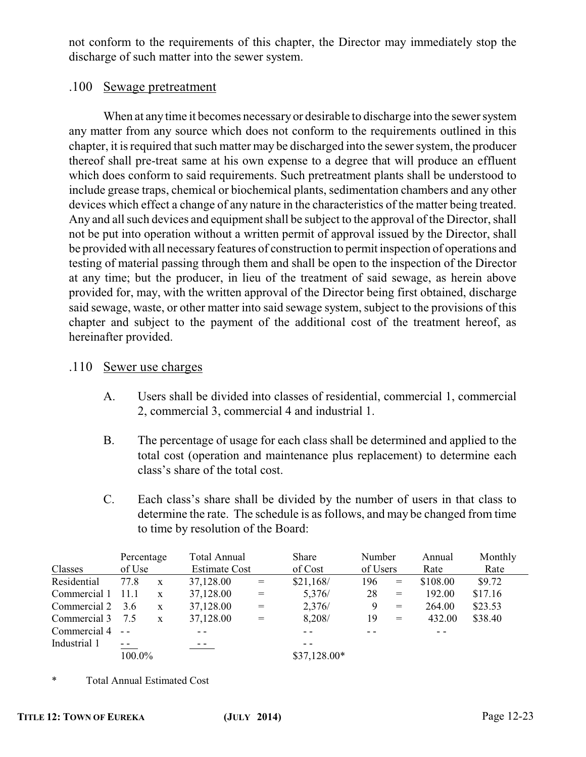not conform to the requirements of this chapter, the Director may immediately stop the discharge of such matter into the sewer system.

## .100 Sewage pretreatment

When at any time it becomes necessary or desirable to discharge into the sewer system any matter from any source which does not conform to the requirements outlined in this chapter, it is required that such matter may be discharged into the sewer system, the producer thereof shall pre-treat same at his own expense to a degree that will produce an effluent which does conform to said requirements. Such pretreatment plants shall be understood to include grease traps, chemical or biochemical plants, sedimentation chambers and any other devices which effect a change of any nature in the characteristics of the matter being treated. Any and all such devices and equipment shall be subject to the approval of the Director, shall not be put into operation without a written permit of approval issued by the Director, shall be provided with all necessary features of construction to permit inspection of operations and testing of material passing through them and shall be open to the inspection of the Director at any time; but the producer, in lieu of the treatment of said sewage, as herein above provided for, may, with the written approval of the Director being first obtained, discharge said sewage, waste, or other matter into said sewage system, subject to the provisions of this chapter and subject to the payment of the additional cost of the treatment hereof, as hereinafter provided.

## .110 Sewer use charges

A. Users shall be divided into classes of residential, commercial 1, commercial 2, commercial 3, commercial 4 and industrial 1.

B. The percentage of usage for each class shall be determined and applied to the total cost (operation and maintenance plus replacement) to determine each class's share of the total cost.

C. Each class's share shall be divided by the number of users in that class to determine the rate. The schedule is as follows, and may be changed from time to time by resolution of the Board:

| Classes | Percentage of Use | | Total Annual Estimate Cost | | Share of Cost | Number of Users | | Annual Rate | Monthly Rate |
|---|---|---|---|---|---|---|---|---|---|
| Residential | 77.8 | x | 37,128.00 | = | $21,168/ | 196 | = | $108.00 | $9.72 |
| Commercial 1 | 11.1 | x | 37,128.00 | = | 5,376/ | 28 | = | 192.00 | $17.16 |
| Commercial 2 | 3.6 | x | 37,128.00 | = | 2,376/ | 9 | = | 264.00 | $23.53 |
| Commercial 3 | 7.5 | x | 37,128.00 | = | 8,208/ | 19 | = | 432.00 | $38.40 |
| Commercial 4 | - - | | - - | | - - | - - | | - - | |
| Industrial 1 | - - | | - - | | - - | | | | |
| | 100.0% | | | | $37,128.00* | | | | |

\* Total Annual Estimated Cost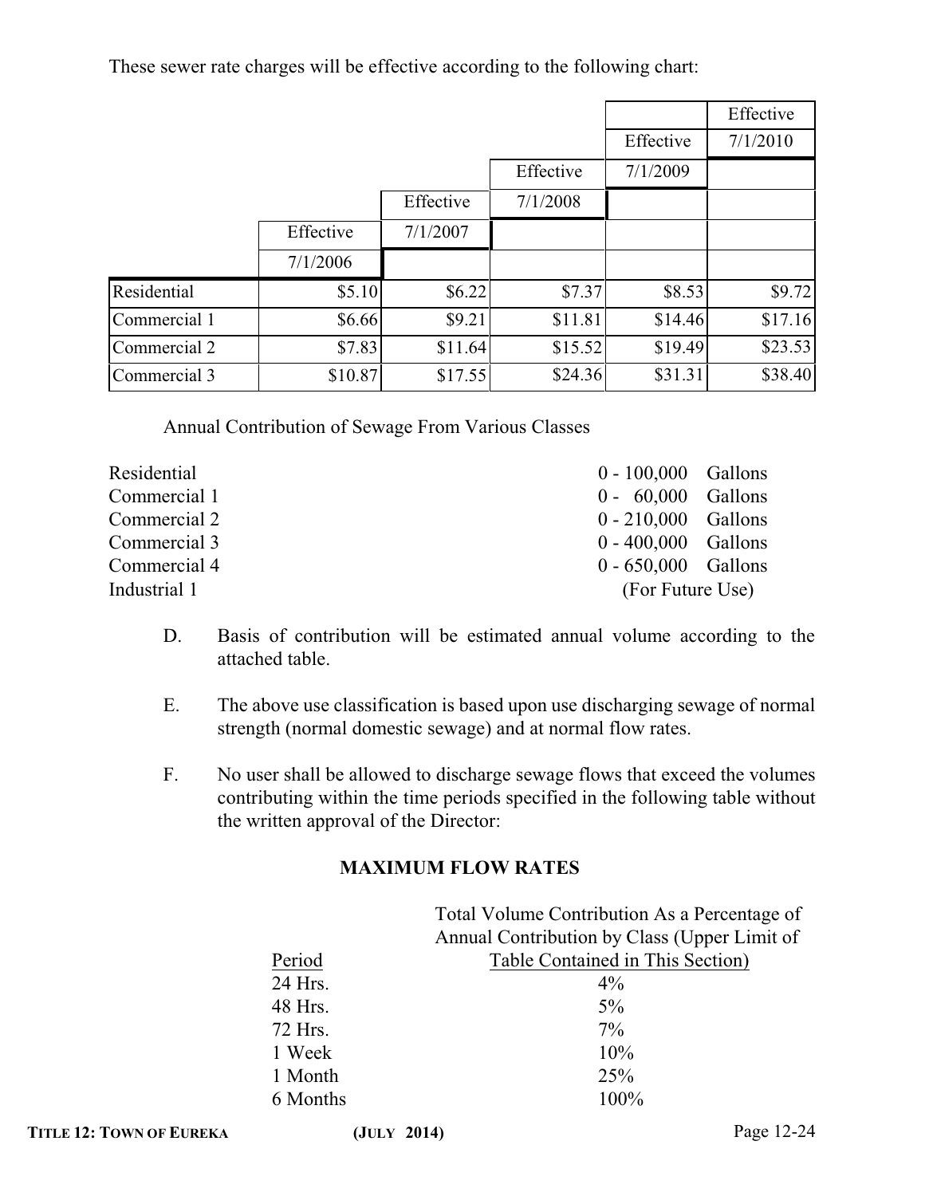These sewer rate charges will be effective according to the following chart:

| | Effective 7/1/2006 | Effective 7/1/2007 | Effective 7/1/2008 | Effective 7/1/2009 | Effective 7/1/2010 |
|---|---|---|---|---|---|
| Residential | $5.10 | $6.22 | $7.37 | $8.53 | $9.72 |
| Commercial 1 | $6.66 | $9.21 | $11.81 | $14.46 | $17.16 |
| Commercial 2 | $7.83 | $11.64 | $15.52 | $19.49 | $23.53 |
| Commercial 3 | $10.87 | $17.55 | $24.36 | $31.31 | $38.40 |

Annual Contribution of Sewage From Various Classes

| | |
|---|---|
| Residential | 0 - 100,000 Gallons |
| Commercial 1 | 0 - 60,000 Gallons |
| Commercial 2 | 0 - 210,000 Gallons |
| Commercial 3 | 0 - 400,000 Gallons |
| Commercial 4 | 0 - 650,000 Gallons |
| Industrial 1 | (For Future Use) |

D. Basis of contribution will be estimated annual volume according to the attached table.

E. The above use classification is based upon use discharging sewage of normal strength (normal domestic sewage) and at normal flow rates.

F. No user shall be allowed to discharge sewage flows that exceed the volumes contributing within the time periods specified in the following table without the written approval of the Director:

**MAXIMUM FLOW RATES**

| Period | Total Volume Contribution As a Percentage of Annual Contribution by Class (Upper Limit of Table Contained in This Section) |
|---|---|
| 24 Hrs. | 4% |
| 48 Hrs. | 5% |
| 72 Hrs. | 7% |
| 1 Week | 10% |
| 1 Month | 25% |
| 6 Months | 100% |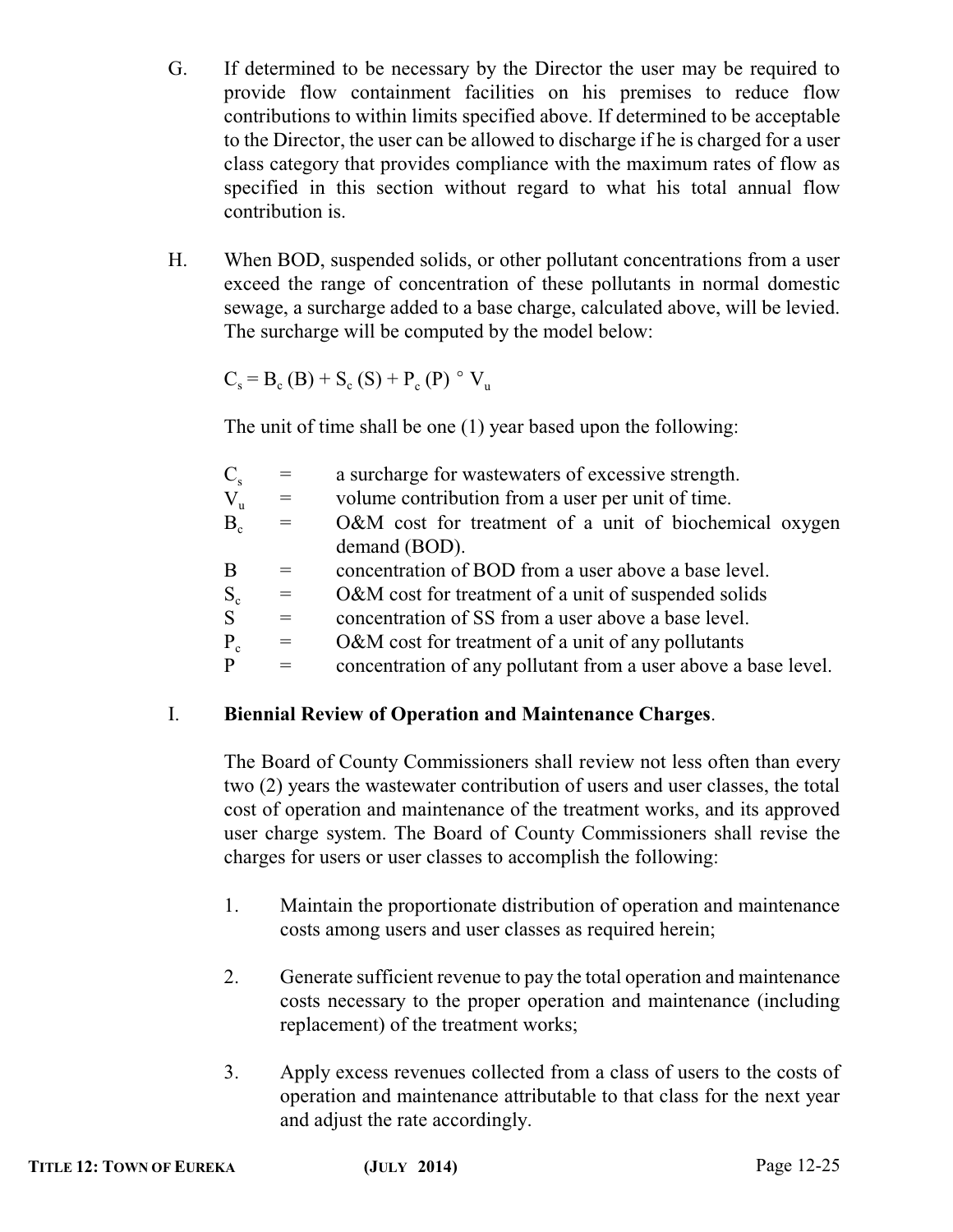G. If determined to be necessary by the Director the user may be required to provide flow containment facilities on his premises to reduce flow contributions to within limits specified above. If determined to be acceptable to the Director, the user can be allowed to discharge if he is charged for a user class category that provides compliance with the maximum rates of flow as specified in this section without regard to what his total annual flow contribution is.

H. When BOD, suspended solids, or other pollutant concentrations from a user exceed the range of concentration of these pollutants in normal domestic sewage, a surcharge added to a base charge, calculated above, will be levied. The surcharge will be computed by the model below:

$$C_s = B_c (B) + S_c (S) + P_c (P) \circ V_u$$

The unit of time shall be one (1) year based upon the following:

| | | |
|---|---|---|
| $C_s$ | = | a surcharge for wastewaters of excessive strength. |
| $V_u$ | = | volume contribution from a user per unit of time. |
| $B_c$ | = | O&M cost for treatment of a unit of biochemical oxygen demand (BOD). |
| B | = | concentration of BOD from a user above a base level. |
| $S_c$ | = | O&M cost for treatment of a unit of suspended solids |
| S | = | concentration of SS from a user above a base level. |
| $P_c$ | = | O&M cost for treatment of a unit of any pollutants |
| P | = | concentration of any pollutant from a user above a base level. |

I. **Biennial Review of Operation and Maintenance Charges**.

The Board of County Commissioners shall review not less often than every two (2) years the wastewater contribution of users and user classes, the total cost of operation and maintenance of the treatment works, and its approved user charge system. The Board of County Commissioners shall revise the charges for users or user classes to accomplish the following:

1. Maintain the proportionate distribution of operation and maintenance costs among users and user classes as required herein;

2. Generate sufficient revenue to pay the total operation and maintenance costs necessary to the proper operation and maintenance (including replacement) of the treatment works;

3. Apply excess revenues collected from a class of users to the costs of operation and maintenance attributable to that class for the next year and adjust the rate accordingly.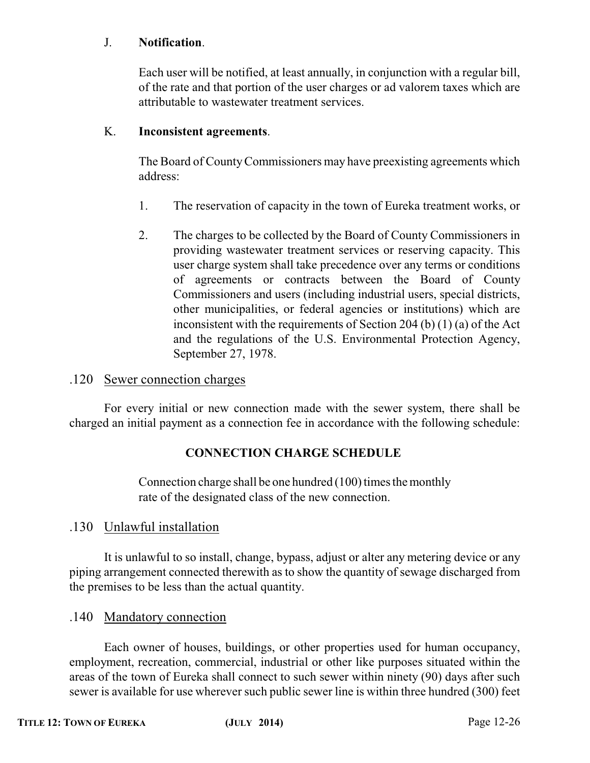J. **Notification**.

Each user will be notified, at least annually, in conjunction with a regular bill, of the rate and that portion of the user charges or ad valorem taxes which are attributable to wastewater treatment services.

K. **Inconsistent agreements**.

The Board of County Commissioners may have preexisting agreements which address:

1. The reservation of capacity in the town of Eureka treatment works, or

2. The charges to be collected by the Board of County Commissioners in providing wastewater treatment services or reserving capacity. This user charge system shall take precedence over any terms or conditions of agreements or contracts between the Board of County Commissioners and users (including industrial users, special districts, other municipalities, or federal agencies or institutions) which are inconsistent with the requirements of Section 204 (b) (1) (a) of the Act and the regulations of the U.S. Environmental Protection Agency, September 27, 1978.

.120 Sewer connection charges

For every initial or new connection made with the sewer system, there shall be charged an initial payment as a connection fee in accordance with the following schedule:

**CONNECTION CHARGE SCHEDULE**

Connection charge shall be one hundred (100) times the monthly rate of the designated class of the new connection.

.130 Unlawful installation

It is unlawful to so install, change, bypass, adjust or alter any metering device or any piping arrangement connected therewith as to show the quantity of sewage discharged from the premises to be less than the actual quantity.

.140 Mandatory connection

Each owner of houses, buildings, or other properties used for human occupancy, employment, recreation, commercial, industrial or other like purposes situated within the areas of the town of Eureka shall connect to such sewer within ninety (90) days after such sewer is available for use wherever such public sewer line is within three hundred (300) feet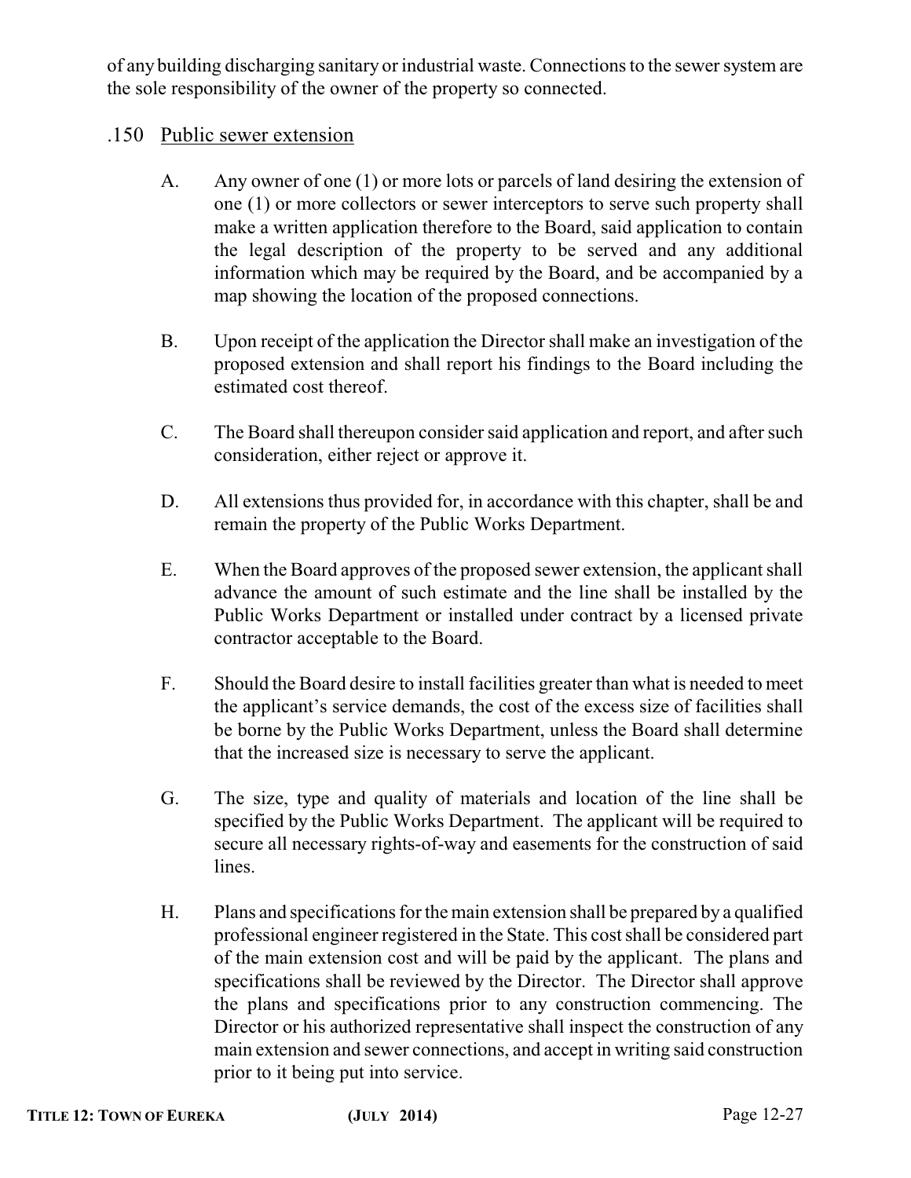of any building discharging sanitary or industrial waste. Connections to the sewer system are the sole responsibility of the owner of the property so connected.

## .150 Public sewer extension

A. Any owner of one (1) or more lots or parcels of land desiring the extension of one (1) or more collectors or sewer interceptors to serve such property shall make a written application therefore to the Board, said application to contain the legal description of the property to be served and any additional information which may be required by the Board, and be accompanied by a map showing the location of the proposed connections.

B. Upon receipt of the application the Director shall make an investigation of the proposed extension and shall report his findings to the Board including the estimated cost thereof.

C. The Board shall thereupon consider said application and report, and after such consideration, either reject or approve it.

D. All extensions thus provided for, in accordance with this chapter, shall be and remain the property of the Public Works Department.

E. When the Board approves of the proposed sewer extension, the applicant shall advance the amount of such estimate and the line shall be installed by the Public Works Department or installed under contract by a licensed private contractor acceptable to the Board.

F. Should the Board desire to install facilities greater than what is needed to meet the applicant's service demands, the cost of the excess size of facilities shall be borne by the Public Works Department, unless the Board shall determine that the increased size is necessary to serve the applicant.

G. The size, type and quality of materials and location of the line shall be specified by the Public Works Department. The applicant will be required to secure all necessary rights-of-way and easements for the construction of said lines.

H. Plans and specifications for the main extension shall be prepared by a qualified professional engineer registered in the State. This cost shall be considered part of the main extension cost and will be paid by the applicant. The plans and specifications shall be reviewed by the Director. The Director shall approve the plans and specifications prior to any construction commencing. The Director or his authorized representative shall inspect the construction of any main extension and sewer connections, and accept in writing said construction prior to it being put into service.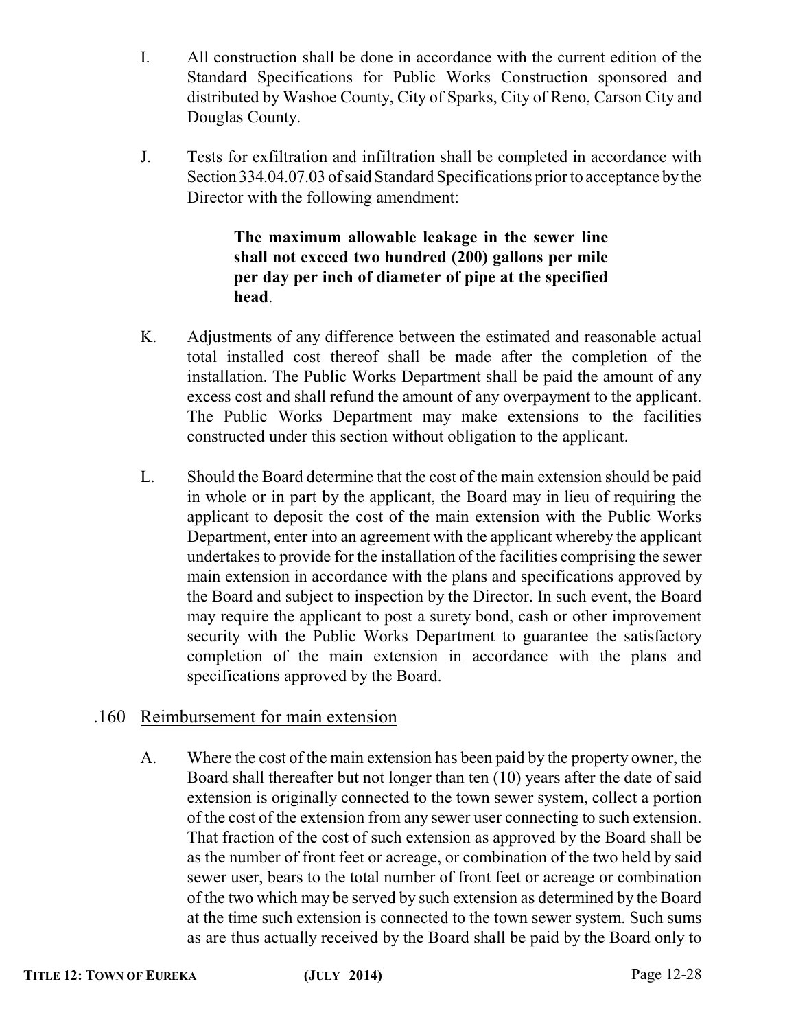I. All construction shall be done in accordance with the current edition of the Standard Specifications for Public Works Construction sponsored and distributed by Washoe County, City of Sparks, City of Reno, Carson City and Douglas County.

J. Tests for exfiltration and infiltration shall be completed in accordance with Section 334.04.07.03 of said Standard Specifications prior to acceptance by the Director with the following amendment:

> **The maximum allowable leakage in the sewer line shall not exceed two hundred (200) gallons per mile per day per inch of diameter of pipe at the specified head**.

K. Adjustments of any difference between the estimated and reasonable actual total installed cost thereof shall be made after the completion of the installation. The Public Works Department shall be paid the amount of any excess cost and shall refund the amount of any overpayment to the applicant. The Public Works Department may make extensions to the facilities constructed under this section without obligation to the applicant.

L. Should the Board determine that the cost of the main extension should be paid in whole or in part by the applicant, the Board may in lieu of requiring the applicant to deposit the cost of the main extension with the Public Works Department, enter into an agreement with the applicant whereby the applicant undertakes to provide for the installation of the facilities comprising the sewer main extension in accordance with the plans and specifications approved by the Board and subject to inspection by the Director. In such event, the Board may require the applicant to post a surety bond, cash or other improvement security with the Public Works Department to guarantee the satisfactory completion of the main extension in accordance with the plans and specifications approved by the Board.

## .160 Reimbursement for main extension

A. Where the cost of the main extension has been paid by the property owner, the Board shall thereafter but not longer than ten (10) years after the date of said extension is originally connected to the town sewer system, collect a portion of the cost of the extension from any sewer user connecting to such extension. That fraction of the cost of such extension as approved by the Board shall be as the number of front feet or acreage, or combination of the two held by said sewer user, bears to the total number of front feet or acreage or combination of the two which may be served by such extension as determined by the Board at the time such extension is connected to the town sewer system. Such sums as are thus actually received by the Board shall be paid by the Board only to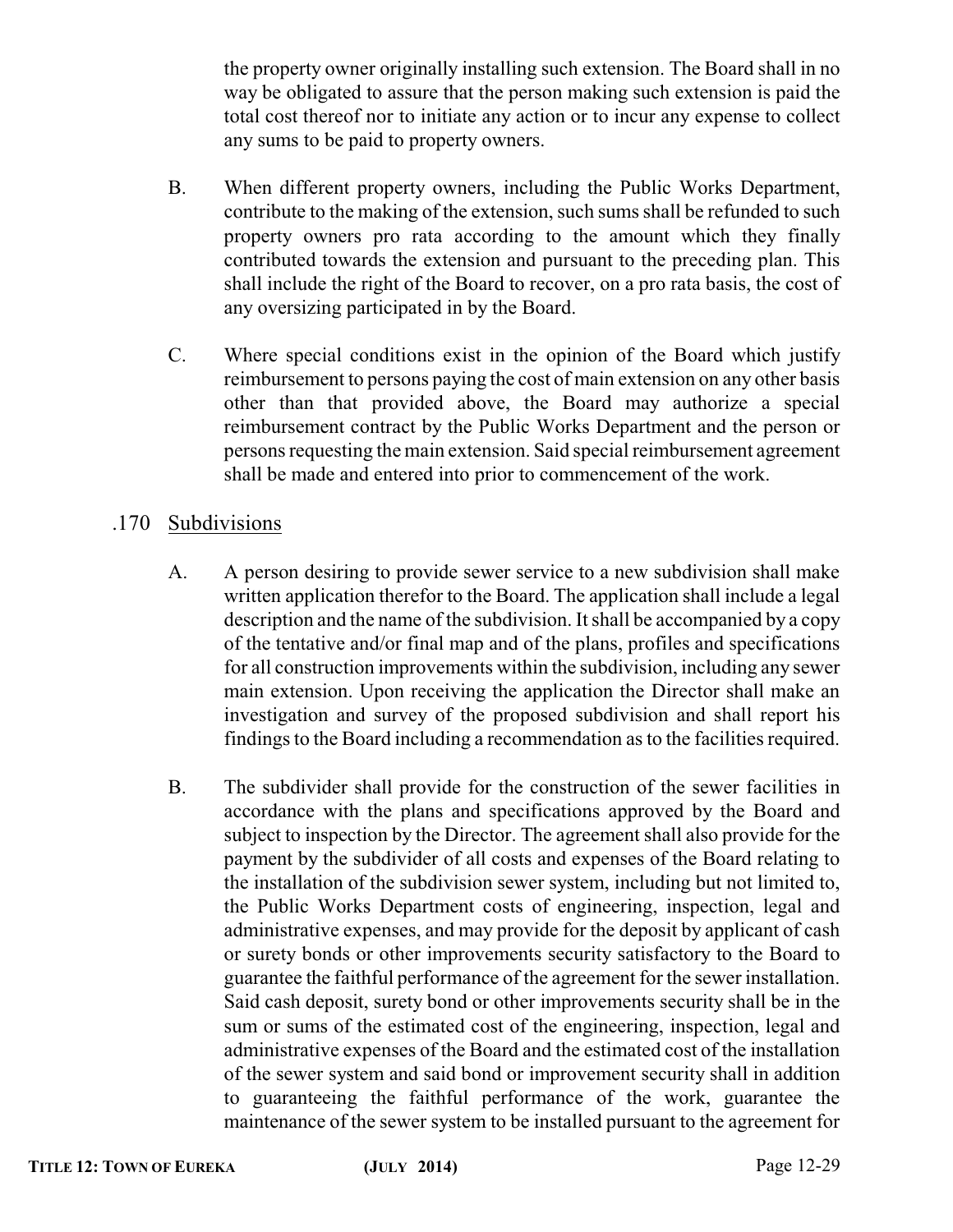the property owner originally installing such extension. The Board shall in no way be obligated to assure that the person making such extension is paid the total cost thereof nor to initiate any action or to incur any expense to collect any sums to be paid to property owners.

B. When different property owners, including the Public Works Department, contribute to the making of the extension, such sums shall be refunded to such property owners pro rata according to the amount which they finally contributed towards the extension and pursuant to the preceding plan. This shall include the right of the Board to recover, on a pro rata basis, the cost of any oversizing participated in by the Board.

C. Where special conditions exist in the opinion of the Board which justify reimbursement to persons paying the cost of main extension on any other basis other than that provided above, the Board may authorize a special reimbursement contract by the Public Works Department and the person or persons requesting the main extension. Said special reimbursement agreement shall be made and entered into prior to commencement of the work.

## .170 Subdivisions

A. A person desiring to provide sewer service to a new subdivision shall make written application therefor to the Board. The application shall include a legal description and the name of the subdivision. It shall be accompanied by a copy of the tentative and/or final map and of the plans, profiles and specifications for all construction improvements within the subdivision, including any sewer main extension. Upon receiving the application the Director shall make an investigation and survey of the proposed subdivision and shall report his findings to the Board including a recommendation as to the facilities required.

B. The subdivider shall provide for the construction of the sewer facilities in accordance with the plans and specifications approved by the Board and subject to inspection by the Director. The agreement shall also provide for the payment by the subdivider of all costs and expenses of the Board relating to the installation of the subdivision sewer system, including but not limited to, the Public Works Department costs of engineering, inspection, legal and administrative expenses, and may provide for the deposit by applicant of cash or surety bonds or other improvements security satisfactory to the Board to guarantee the faithful performance of the agreement for the sewer installation. Said cash deposit, surety bond or other improvements security shall be in the sum or sums of the estimated cost of the engineering, inspection, legal and administrative expenses of the Board and the estimated cost of the installation of the sewer system and said bond or improvement security shall in addition to guaranteeing the faithful performance of the work, guarantee the maintenance of the sewer system to be installed pursuant to the agreement for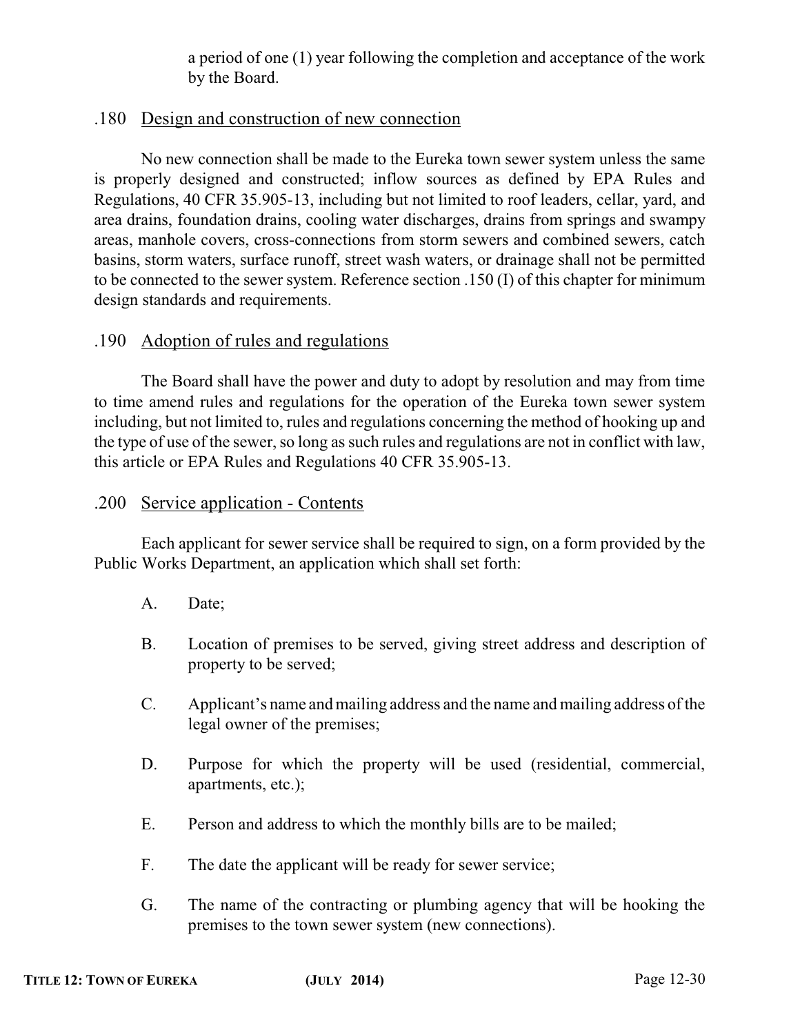a period of one (1) year following the completion and acceptance of the work by the Board.

### .180 Design and construction of new connection

No new connection shall be made to the Eureka town sewer system unless the same is properly designed and constructed; inflow sources as defined by EPA Rules and Regulations, 40 CFR 35.905-13, including but not limited to roof leaders, cellar, yard, and area drains, foundation drains, cooling water discharges, drains from springs and swampy areas, manhole covers, cross-connections from storm sewers and combined sewers, catch basins, storm waters, surface runoff, street wash waters, or drainage shall not be permitted to be connected to the sewer system. Reference section .150 (I) of this chapter for minimum design standards and requirements.

### .190 Adoption of rules and regulations

The Board shall have the power and duty to adopt by resolution and may from time to time amend rules and regulations for the operation of the Eureka town sewer system including, but not limited to, rules and regulations concerning the method of hooking up and the type of use of the sewer, so long as such rules and regulations are not in conflict with law, this article or EPA Rules and Regulations 40 CFR 35.905-13.

### .200 Service application - Contents

Each applicant for sewer service shall be required to sign, on a form provided by the Public Works Department, an application which shall set forth:

A. Date;

B. Location of premises to be served, giving street address and description of property to be served;

C. Applicant's name and mailing address and the name and mailing address of the legal owner of the premises;

D. Purpose for which the property will be used (residential, commercial, apartments, etc.);

E. Person and address to which the monthly bills are to be mailed;

F. The date the applicant will be ready for sewer service;

G. The name of the contracting or plumbing agency that will be hooking the premises to the town sewer system (new connections).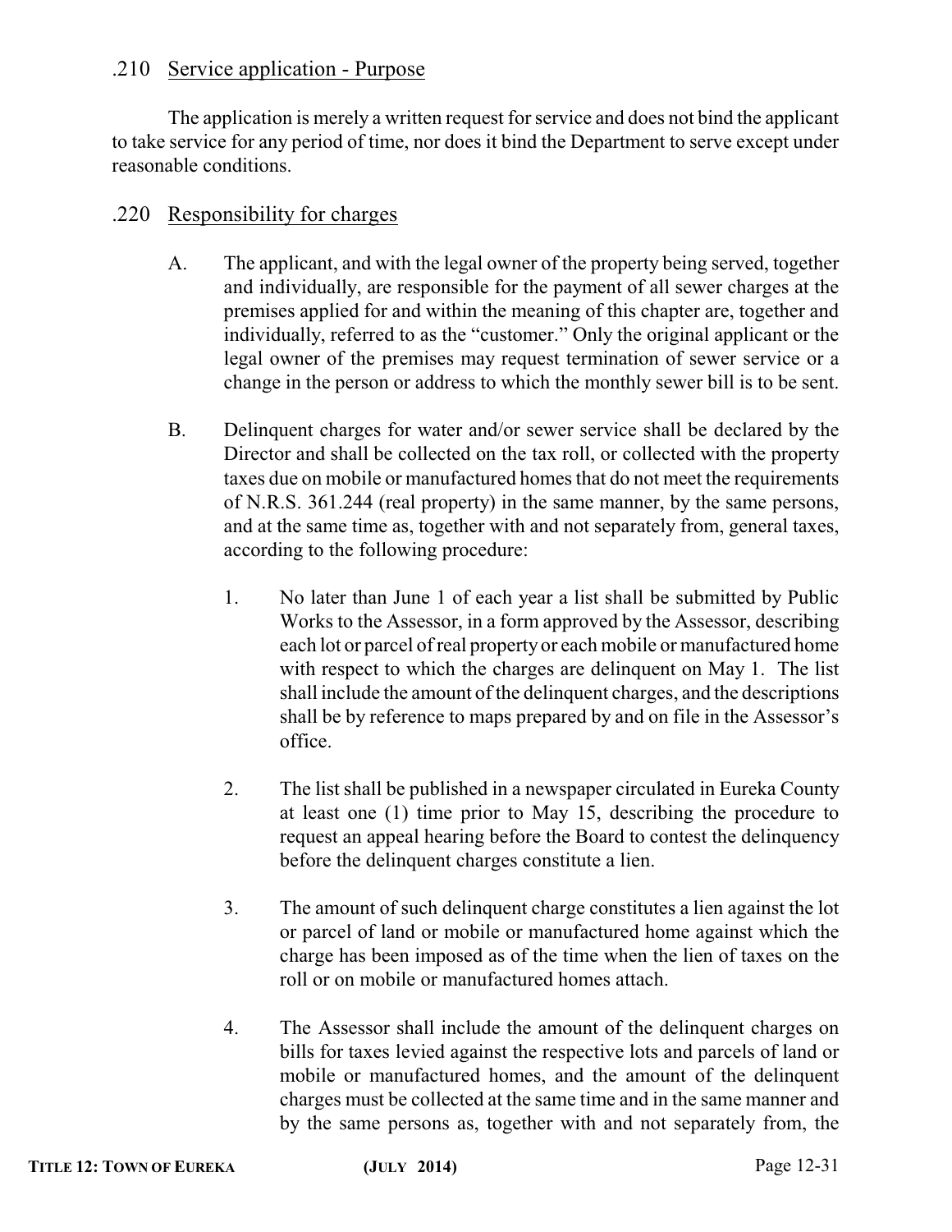## .210 Service application - Purpose

The application is merely a written request for service and does not bind the applicant to take service for any period of time, nor does it bind the Department to serve except under reasonable conditions.

## .220 Responsibility for charges

A. The applicant, and with the legal owner of the property being served, together and individually, are responsible for the payment of all sewer charges at the premises applied for and within the meaning of this chapter are, together and individually, referred to as the "customer." Only the original applicant or the legal owner of the premises may request termination of sewer service or a change in the person or address to which the monthly sewer bill is to be sent.

B. Delinquent charges for water and/or sewer service shall be declared by the Director and shall be collected on the tax roll, or collected with the property taxes due on mobile or manufactured homes that do not meet the requirements of N.R.S. 361.244 (real property) in the same manner, by the same persons, and at the same time as, together with and not separately from, general taxes, according to the following procedure:

1. No later than June 1 of each year a list shall be submitted by Public Works to the Assessor, in a form approved by the Assessor, describing each lot or parcel of real property or each mobile or manufactured home with respect to which the charges are delinquent on May 1. The list shall include the amount of the delinquent charges, and the descriptions shall be by reference to maps prepared by and on file in the Assessor's office.

2. The list shall be published in a newspaper circulated in Eureka County at least one (1) time prior to May 15, describing the procedure to request an appeal hearing before the Board to contest the delinquency before the delinquent charges constitute a lien.

3. The amount of such delinquent charge constitutes a lien against the lot or parcel of land or mobile or manufactured home against which the charge has been imposed as of the time when the lien of taxes on the roll or on mobile or manufactured homes attach.

4. The Assessor shall include the amount of the delinquent charges on bills for taxes levied against the respective lots and parcels of land or mobile or manufactured homes, and the amount of the delinquent charges must be collected at the same time and in the same manner and by the same persons as, together with and not separately from, the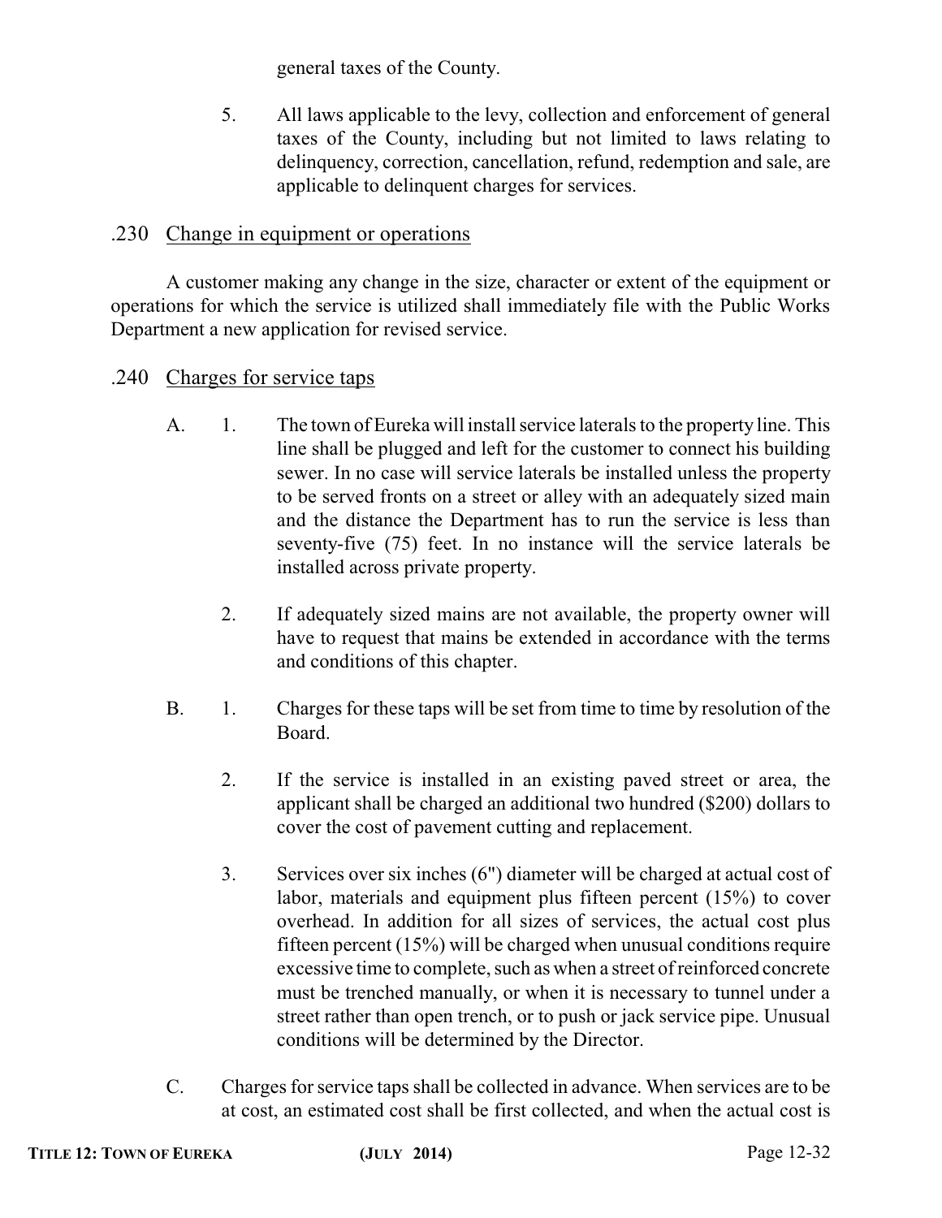general taxes of the County.

5. All laws applicable to the levy, collection and enforcement of general taxes of the County, including but not limited to laws relating to delinquency, correction, cancellation, refund, redemption and sale, are applicable to delinquent charges for services.

### .230 Change in equipment or operations

A customer making any change in the size, character or extent of the equipment or operations for which the service is utilized shall immediately file with the Public Works Department a new application for revised service.

### .240 Charges for service taps

A. 1. The town of Eureka will install service laterals to the property line. This line shall be plugged and left for the customer to connect his building sewer. In no case will service laterals be installed unless the property to be served fronts on a street or alley with an adequately sized main and the distance the Department has to run the service is less than seventy-five (75) feet. In no instance will the service laterals be installed across private property.

2. If adequately sized mains are not available, the property owner will have to request that mains be extended in accordance with the terms and conditions of this chapter.

B. 1. Charges for these taps will be set from time to time by resolution of the Board.

2. If the service is installed in an existing paved street or area, the applicant shall be charged an additional two hundred ($200) dollars to cover the cost of pavement cutting and replacement.

3. Services over six inches (6") diameter will be charged at actual cost of labor, materials and equipment plus fifteen percent (15%) to cover overhead. In addition for all sizes of services, the actual cost plus fifteen percent (15%) will be charged when unusual conditions require excessive time to complete, such as when a street of reinforced concrete must be trenched manually, or when it is necessary to tunnel under a street rather than open trench, or to push or jack service pipe. Unusual conditions will be determined by the Director.

C. Charges for service taps shall be collected in advance. When services are to be at cost, an estimated cost shall be first collected, and when the actual cost is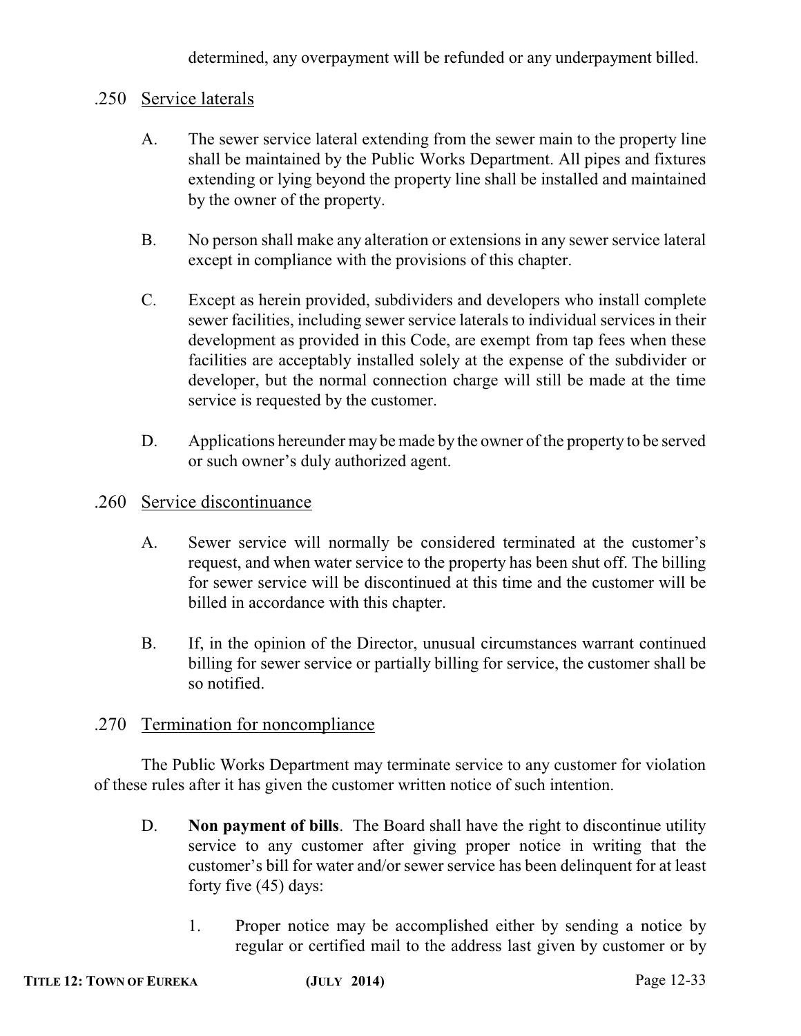determined, any overpayment will be refunded or any underpayment billed.

## .250 Service laterals

A. The sewer service lateral extending from the sewer main to the property line shall be maintained by the Public Works Department. All pipes and fixtures extending or lying beyond the property line shall be installed and maintained by the owner of the property.

B. No person shall make any alteration or extensions in any sewer service lateral except in compliance with the provisions of this chapter.

C. Except as herein provided, subdividers and developers who install complete sewer facilities, including sewer service laterals to individual services in their development as provided in this Code, are exempt from tap fees when these facilities are acceptably installed solely at the expense of the subdivider or developer, but the normal connection charge will still be made at the time service is requested by the customer.

D. Applications hereunder may be made by the owner of the property to be served or such owner's duly authorized agent.

## .260 Service discontinuance

A. Sewer service will normally be considered terminated at the customer's request, and when water service to the property has been shut off. The billing for sewer service will be discontinued at this time and the customer will be billed in accordance with this chapter.

B. If, in the opinion of the Director, unusual circumstances warrant continued billing for sewer service or partially billing for service, the customer shall be so notified.

## .270 Termination for noncompliance

The Public Works Department may terminate service to any customer for violation of these rules after it has given the customer written notice of such intention.

D. **Non payment of bills**. The Board shall have the right to discontinue utility service to any customer after giving proper notice in writing that the customer's bill for water and/or sewer service has been delinquent for at least forty five (45) days:

1. Proper notice may be accomplished either by sending a notice by regular or certified mail to the address last given by customer or by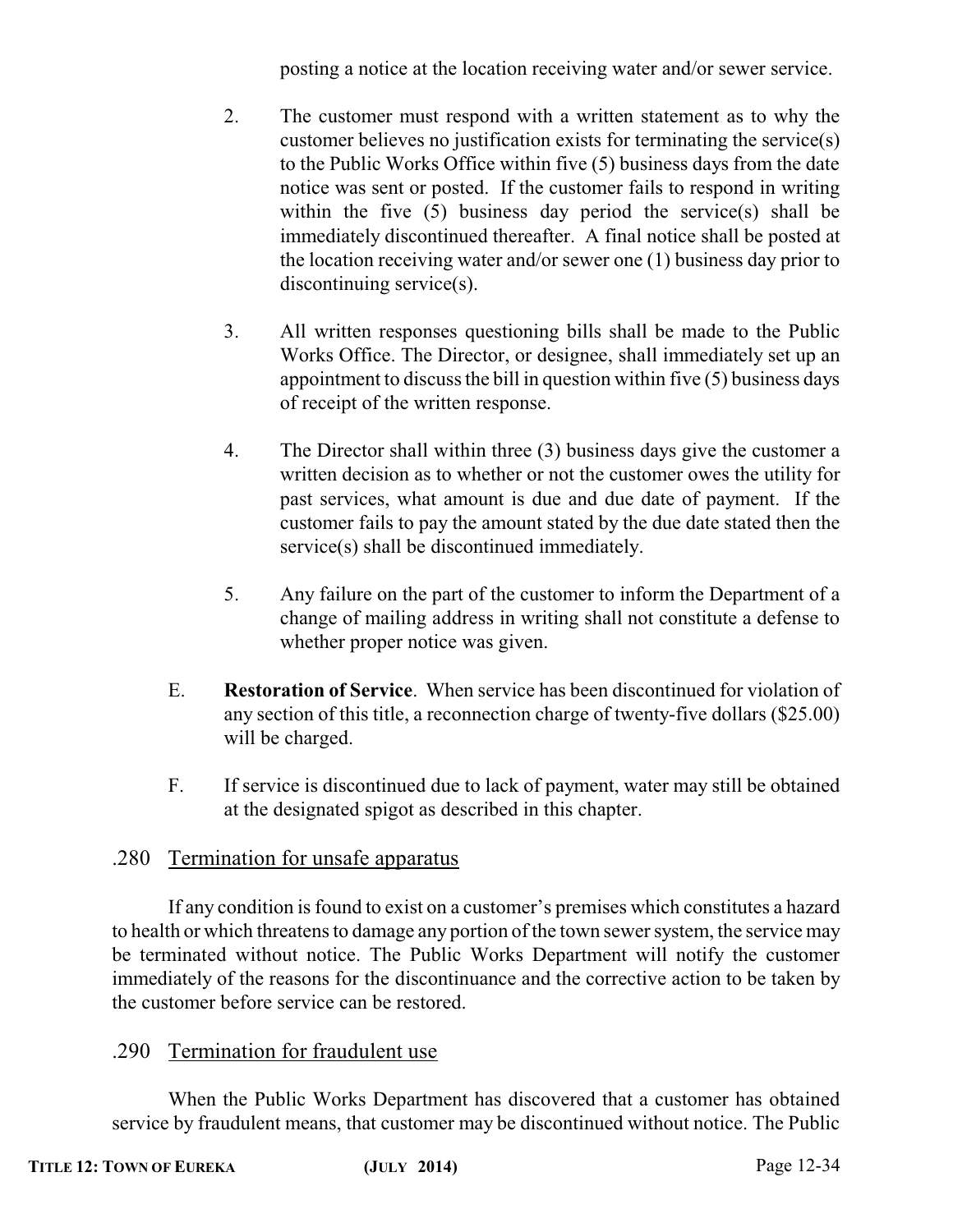posting a notice at the location receiving water and/or sewer service.

2. The customer must respond with a written statement as to why the customer believes no justification exists for terminating the service(s) to the Public Works Office within five (5) business days from the date notice was sent or posted. If the customer fails to respond in writing within the five (5) business day period the service(s) shall be immediately discontinued thereafter. A final notice shall be posted at the location receiving water and/or sewer one (1) business day prior to discontinuing service(s).

3. All written responses questioning bills shall be made to the Public Works Office. The Director, or designee, shall immediately set up an appointment to discuss the bill in question within five (5) business days of receipt of the written response.

4. The Director shall within three (3) business days give the customer a written decision as to whether or not the customer owes the utility for past services, what amount is due and due date of payment. If the customer fails to pay the amount stated by the due date stated then the service(s) shall be discontinued immediately.

5. Any failure on the part of the customer to inform the Department of a change of mailing address in writing shall not constitute a defense to whether proper notice was given.

E. **Restoration of Service**. When service has been discontinued for violation of any section of this title, a reconnection charge of twenty-five dollars ($25.00) will be charged.

F. If service is discontinued due to lack of payment, water may still be obtained at the designated spigot as described in this chapter.

## .280 Termination for unsafe apparatus

If any condition is found to exist on a customer's premises which constitutes a hazard to health or which threatens to damage any portion of the town sewer system, the service may be terminated without notice. The Public Works Department will notify the customer immediately of the reasons for the discontinuance and the corrective action to be taken by the customer before service can be restored.

## .290 Termination for fraudulent use

When the Public Works Department has discovered that a customer has obtained service by fraudulent means, that customer may be discontinued without notice. The Public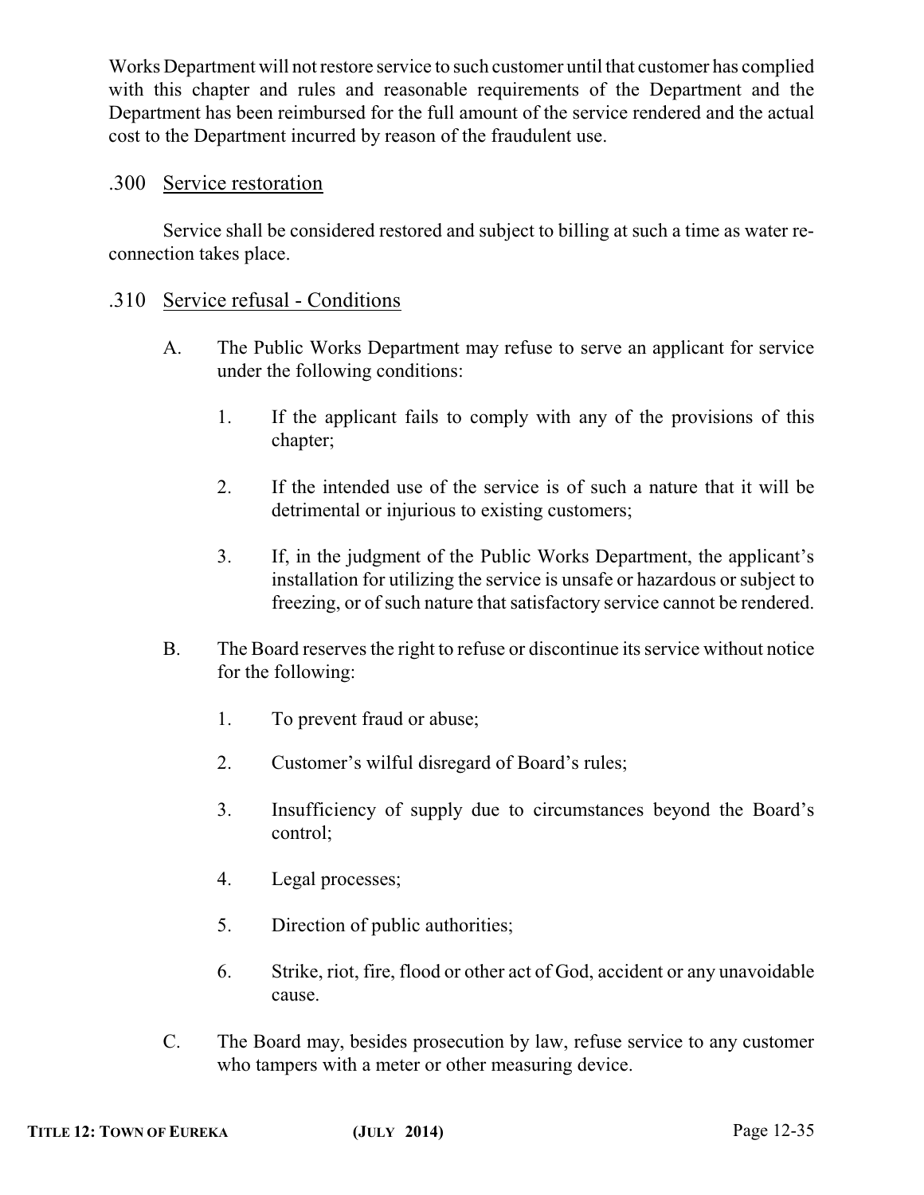Works Department will not restore service to such customer until that customer has complied with this chapter and rules and reasonable requirements of the Department and the Department has been reimbursed for the full amount of the service rendered and the actual cost to the Department incurred by reason of the fraudulent use.

### .300 Service restoration

Service shall be considered restored and subject to billing at such a time as water re-connection takes place.

### .310 Service refusal - Conditions

A. The Public Works Department may refuse to serve an applicant for service under the following conditions:

1. If the applicant fails to comply with any of the provisions of this chapter;

2. If the intended use of the service is of such a nature that it will be detrimental or injurious to existing customers;

3. If, in the judgment of the Public Works Department, the applicant's installation for utilizing the service is unsafe or hazardous or subject to freezing, or of such nature that satisfactory service cannot be rendered.

B. The Board reserves the right to refuse or discontinue its service without notice for the following:

1. To prevent fraud or abuse;

2. Customer's wilful disregard of Board's rules;

3. Insufficiency of supply due to circumstances beyond the Board's control;

4. Legal processes;

5. Direction of public authorities;

6. Strike, riot, fire, flood or other act of God, accident or any unavoidable cause.

C. The Board may, besides prosecution by law, refuse service to any customer who tampers with a meter or other measuring device.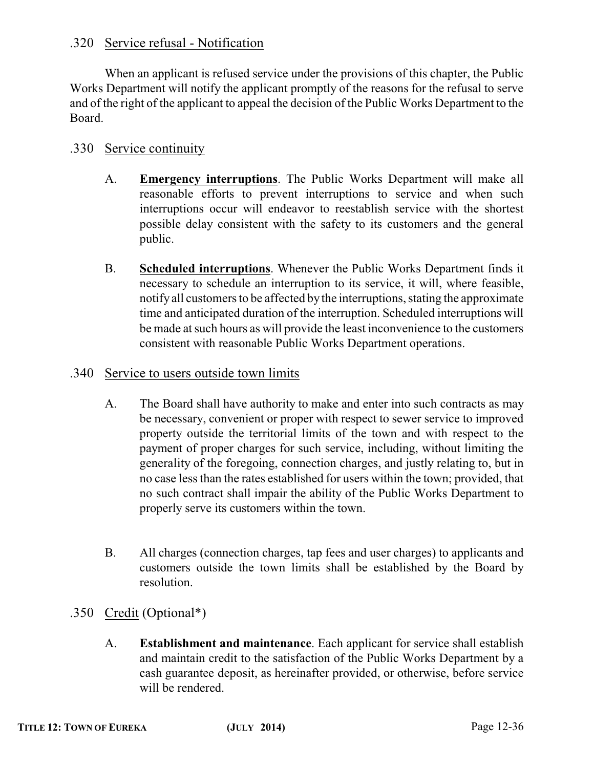### .320 Service refusal - Notification

When an applicant is refused service under the provisions of this chapter, the Public Works Department will notify the applicant promptly of the reasons for the refusal to serve and of the right of the applicant to appeal the decision of the Public Works Department to the Board.

### .330 Service continuity

A. **Emergency interruptions**. The Public Works Department will make all reasonable efforts to prevent interruptions to service and when such interruptions occur will endeavor to reestablish service with the shortest possible delay consistent with the safety to its customers and the general public.

B. **Scheduled interruptions**. Whenever the Public Works Department finds it necessary to schedule an interruption to its service, it will, where feasible, notify all customers to be affected by the interruptions, stating the approximate time and anticipated duration of the interruption. Scheduled interruptions will be made at such hours as will provide the least inconvenience to the customers consistent with reasonable Public Works Department operations.

### .340 Service to users outside town limits

A. The Board shall have authority to make and enter into such contracts as may be necessary, convenient or proper with respect to sewer service to improved property outside the territorial limits of the town and with respect to the payment of proper charges for such service, including, without limiting the generality of the foregoing, connection charges, and justly relating to, but in no case less than the rates established for users within the town; provided, that no such contract shall impair the ability of the Public Works Department to properly serve its customers within the town.

B. All charges (connection charges, tap fees and user charges) to applicants and customers outside the town limits shall be established by the Board by resolution.

### .350 Credit (Optional*)

A. **Establishment and maintenance**. Each applicant for service shall establish and maintain credit to the satisfaction of the Public Works Department by a cash guarantee deposit, as hereinafter provided, or otherwise, before service will be rendered.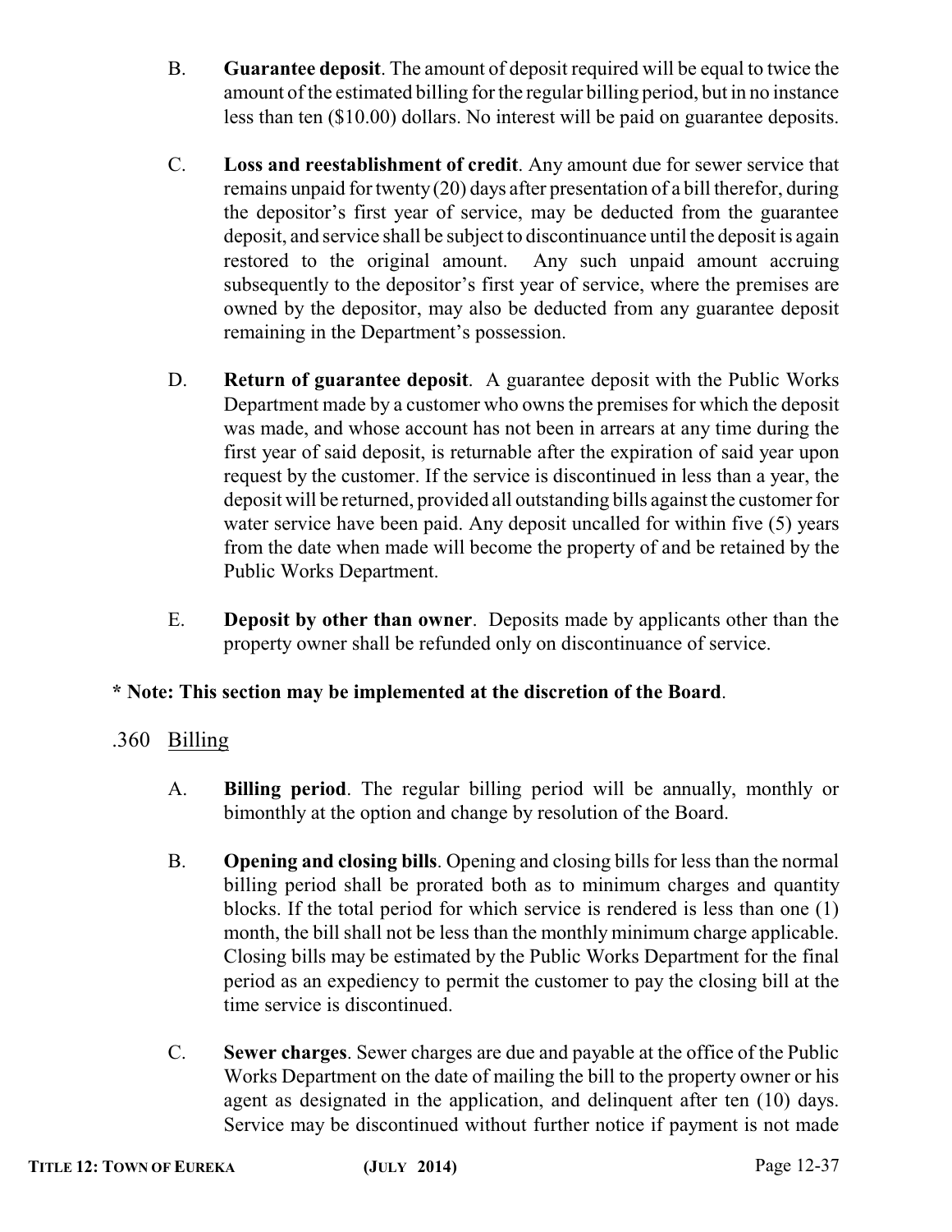B. **Guarantee deposit**. The amount of deposit required will be equal to twice the amount of the estimated billing for the regular billing period, but in no instance less than ten ($10.00) dollars. No interest will be paid on guarantee deposits.

C. **Loss and reestablishment of credit**. Any amount due for sewer service that remains unpaid for twenty (20) days after presentation of a bill therefor, during the depositor's first year of service, may be deducted from the guarantee deposit, and service shall be subject to discontinuance until the deposit is again restored to the original amount. Any such unpaid amount accruing subsequently to the depositor's first year of service, where the premises are owned by the depositor, may also be deducted from any guarantee deposit remaining in the Department's possession.

D. **Return of guarantee deposit**. A guarantee deposit with the Public Works Department made by a customer who owns the premises for which the deposit was made, and whose account has not been in arrears at any time during the first year of said deposit, is returnable after the expiration of said year upon request by the customer. If the service is discontinued in less than a year, the deposit will be returned, provided all outstanding bills against the customer for water service have been paid. Any deposit uncalled for within five (5) years from the date when made will become the property of and be retained by the Public Works Department.

E. **Deposit by other than owner**. Deposits made by applicants other than the property owner shall be refunded only on discontinuance of service.

**\* Note: This section may be implemented at the discretion of the Board**.

.360 Billing

A. **Billing period**. The regular billing period will be annually, monthly or bimonthly at the option and change by resolution of the Board.

B. **Opening and closing bills**. Opening and closing bills for less than the normal billing period shall be prorated both as to minimum charges and quantity blocks. If the total period for which service is rendered is less than one (1) month, the bill shall not be less than the monthly minimum charge applicable. Closing bills may be estimated by the Public Works Department for the final period as an expediency to permit the customer to pay the closing bill at the time service is discontinued.

C. **Sewer charges**. Sewer charges are due and payable at the office of the Public Works Department on the date of mailing the bill to the property owner or his agent as designated in the application, and delinquent after ten (10) days. Service may be discontinued without further notice if payment is not made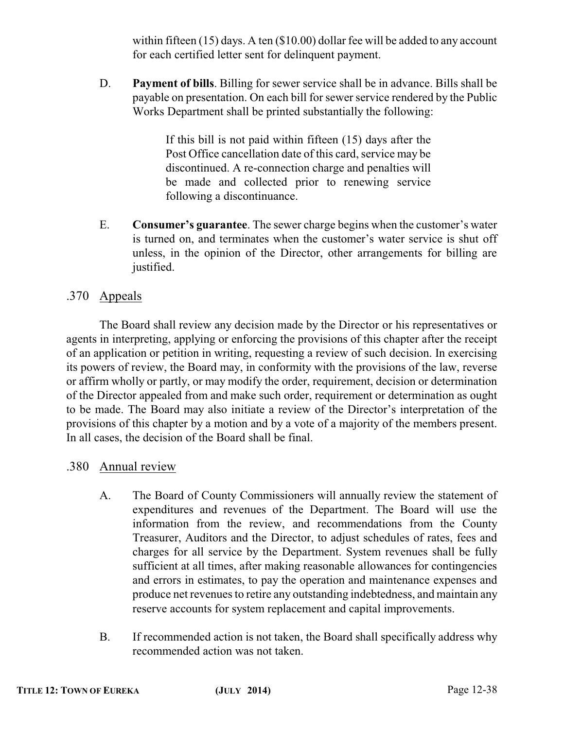within fifteen (15) days. A ten ($10.00) dollar fee will be added to any account for each certified letter sent for delinquent payment.

D. **Payment of bills**. Billing for sewer service shall be in advance. Bills shall be payable on presentation. On each bill for sewer service rendered by the Public Works Department shall be printed substantially the following:

> If this bill is not paid within fifteen (15) days after the Post Office cancellation date of this card, service may be discontinued. A re-connection charge and penalties will be made and collected prior to renewing service following a discontinuance.

E. **Consumer's guarantee**. The sewer charge begins when the customer's water is turned on, and terminates when the customer's water service is shut off unless, in the opinion of the Director, other arrangements for billing are justified.

### .370 Appeals

The Board shall review any decision made by the Director or his representatives or agents in interpreting, applying or enforcing the provisions of this chapter after the receipt of an application or petition in writing, requesting a review of such decision. In exercising its powers of review, the Board may, in conformity with the provisions of the law, reverse or affirm wholly or partly, or may modify the order, requirement, decision or determination of the Director appealed from and make such order, requirement or determination as ought to be made. The Board may also initiate a review of the Director's interpretation of the provisions of this chapter by a motion and by a vote of a majority of the members present. In all cases, the decision of the Board shall be final.

### .380 Annual review

A. The Board of County Commissioners will annually review the statement of expenditures and revenues of the Department. The Board will use the information from the review, and recommendations from the County Treasurer, Auditors and the Director, to adjust schedules of rates, fees and charges for all service by the Department. System revenues shall be fully sufficient at all times, after making reasonable allowances for contingencies and errors in estimates, to pay the operation and maintenance expenses and produce net revenues to retire any outstanding indebtedness, and maintain any reserve accounts for system replacement and capital improvements.

B. If recommended action is not taken, the Board shall specifically address why recommended action was not taken.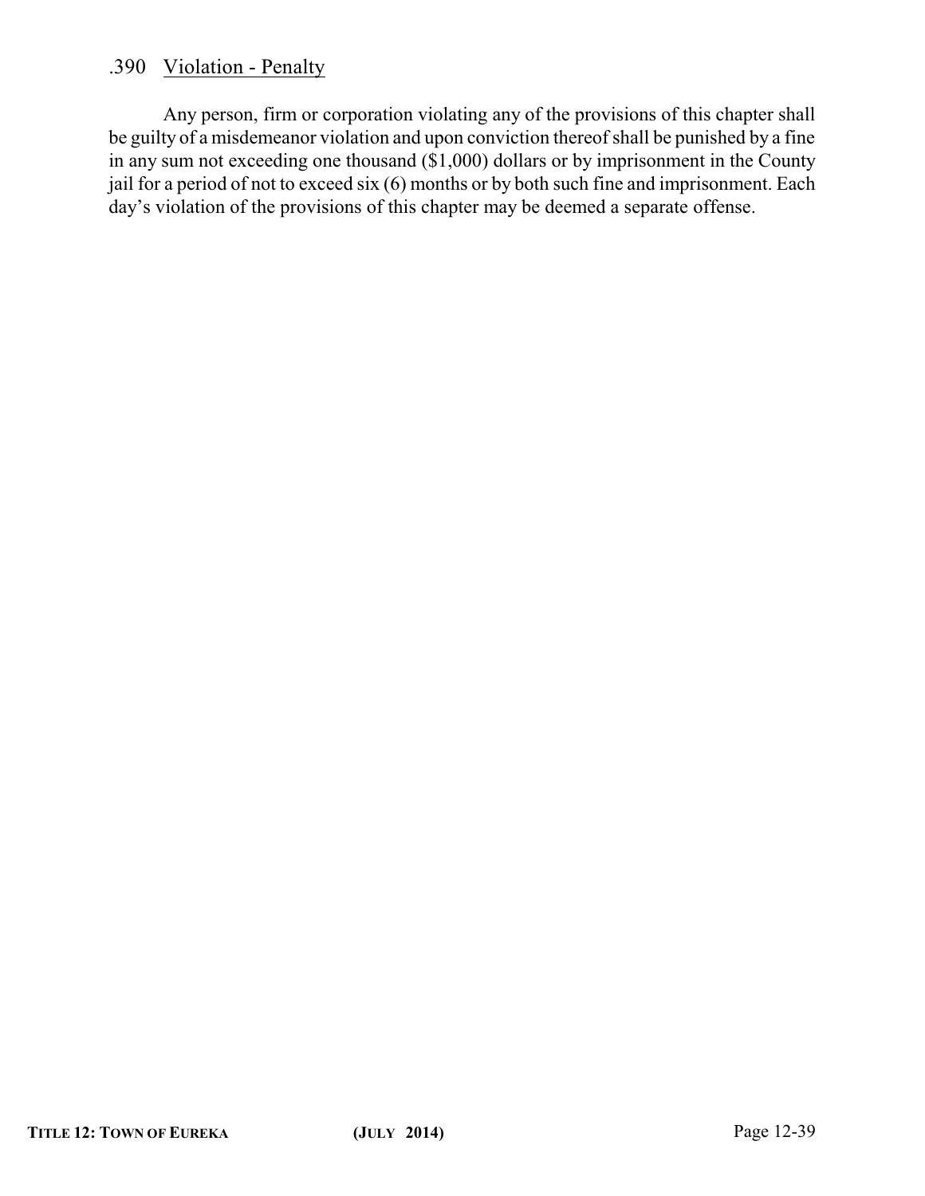### .390 Violation - Penalty

Any person, firm or corporation violating any of the provisions of this chapter shall be guilty of a misdemeanor violation and upon conviction thereof shall be punished by a fine in any sum not exceeding one thousand ($1,000) dollars or by imprisonment in the County jail for a period of not to exceed six (6) months or by both such fine and imprisonment. Each day's violation of the provisions of this chapter may be deemed a separate offense.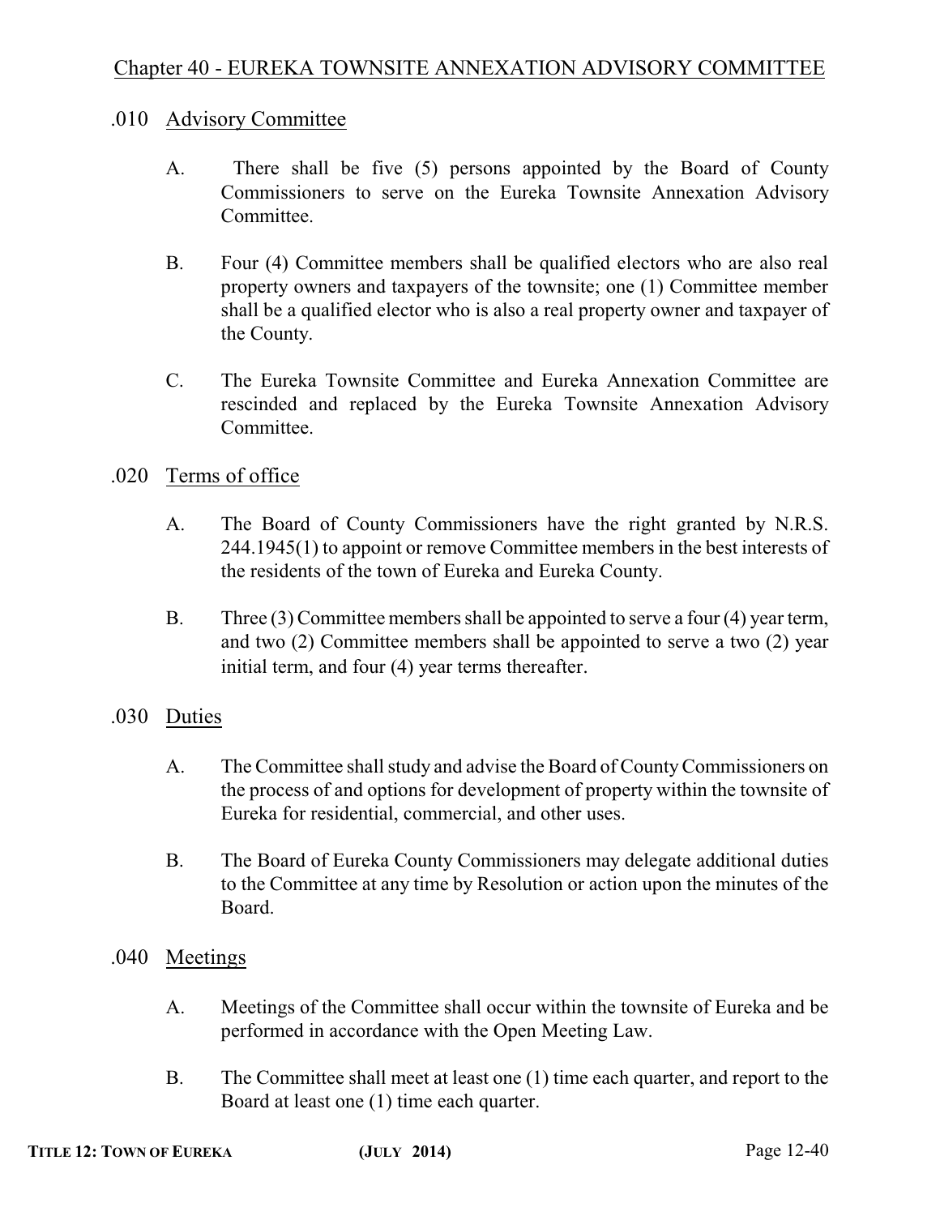## Chapter 40 - EUREKA TOWNSITE ANNEXATION ADVISORY COMMITTEE

### .010 Advisory Committee

A. There shall be five (5) persons appointed by the Board of County Commissioners to serve on the Eureka Townsite Annexation Advisory Committee.

B. Four (4) Committee members shall be qualified electors who are also real property owners and taxpayers of the townsite; one (1) Committee member shall be a qualified elector who is also a real property owner and taxpayer of the County.

C. The Eureka Townsite Committee and Eureka Annexation Committee are rescinded and replaced by the Eureka Townsite Annexation Advisory Committee.

### .020 Terms of office

A. The Board of County Commissioners have the right granted by N.R.S. 244.1945(1) to appoint or remove Committee members in the best interests of the residents of the town of Eureka and Eureka County.

B. Three (3) Committee members shall be appointed to serve a four (4) year term, and two (2) Committee members shall be appointed to serve a two (2) year initial term, and four (4) year terms thereafter.

### .030 Duties

A. The Committee shall study and advise the Board of County Commissioners on the process of and options for development of property within the townsite of Eureka for residential, commercial, and other uses.

B. The Board of Eureka County Commissioners may delegate additional duties to the Committee at any time by Resolution or action upon the minutes of the Board.

### .040 Meetings

A. Meetings of the Committee shall occur within the townsite of Eureka and be performed in accordance with the Open Meeting Law.

B. The Committee shall meet at least one (1) time each quarter, and report to the Board at least one (1) time each quarter.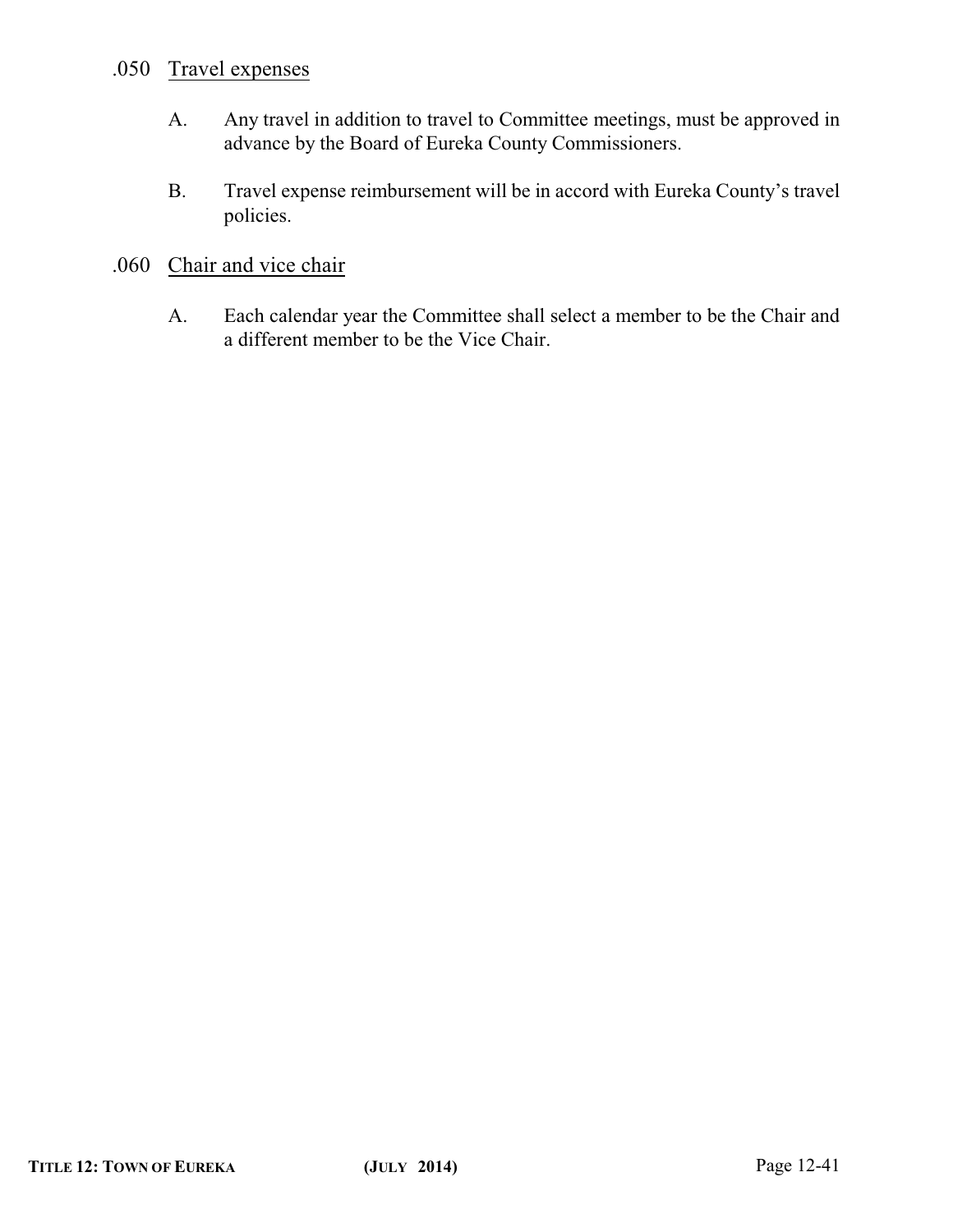.050 Travel expenses

A. Any travel in addition to travel to Committee meetings, must be approved in advance by the Board of Eureka County Commissioners.

B. Travel expense reimbursement will be in accord with Eureka County's travel policies.

.060 Chair and vice chair

A. Each calendar year the Committee shall select a member to be the Chair and a different member to be the Vice Chair.